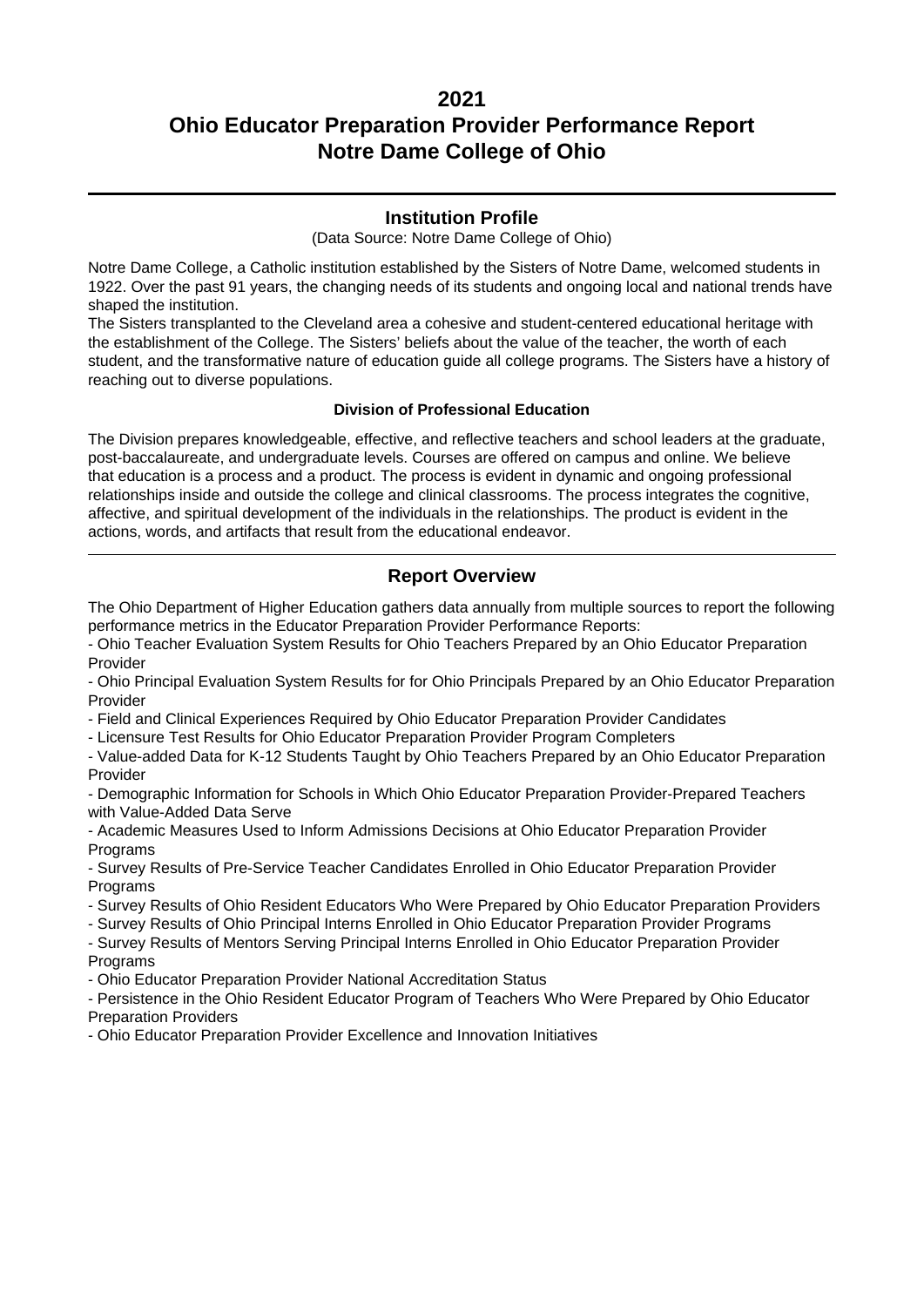# 2021
# Ohio Educator Preparation Provider Performance Report
# Notre Dame College of Ohio

---

## Institution Profile

(Data Source: Notre Dame College of Ohio)

Notre Dame College, a Catholic institution established by the Sisters of Notre Dame, welcomed students in 1922. Over the past 91 years, the changing needs of its students and ongoing local and national trends have shaped the institution.

The Sisters transplanted to the Cleveland area a cohesive and student-centered educational heritage with the establishment of the College. The Sisters' beliefs about the value of the teacher, the worth of each student, and the transformative nature of education guide all college programs. The Sisters have a history of reaching out to diverse populations.

### Division of Professional Education

The Division prepares knowledgeable, effective, and reflective teachers and school leaders at the graduate, post-baccalaureate, and undergraduate levels. Courses are offered on campus and online. We believe that education is a process and a product. The process is evident in dynamic and ongoing professional relationships inside and outside the college and clinical classrooms. The process integrates the cognitive, affective, and spiritual development of the individuals in the relationships. The product is evident in the actions, words, and artifacts that result from the educational endeavor.

---

## Report Overview

The Ohio Department of Higher Education gathers data annually from multiple sources to report the following performance metrics in the Educator Preparation Provider Performance Reports:

- Ohio Teacher Evaluation System Results for Ohio Teachers Prepared by an Ohio Educator Preparation Provider
- Ohio Principal Evaluation System Results for for Ohio Principals Prepared by an Ohio Educator Preparation Provider
- Field and Clinical Experiences Required by Ohio Educator Preparation Provider Candidates
- Licensure Test Results for Ohio Educator Preparation Provider Program Completers
- Value-added Data for K-12 Students Taught by Ohio Teachers Prepared by an Ohio Educator Preparation Provider
- Demographic Information for Schools in Which Ohio Educator Preparation Provider-Prepared Teachers with Value-Added Data Serve
- Academic Measures Used to Inform Admissions Decisions at Ohio Educator Preparation Provider Programs
- Survey Results of Pre-Service Teacher Candidates Enrolled in Ohio Educator Preparation Provider Programs
- Survey Results of Ohio Resident Educators Who Were Prepared by Ohio Educator Preparation Providers
- Survey Results of Ohio Principal Interns Enrolled in Ohio Educator Preparation Provider Programs
- Survey Results of Mentors Serving Principal Interns Enrolled in Ohio Educator Preparation Provider Programs
- Ohio Educator Preparation Provider National Accreditation Status
- Persistence in the Ohio Resident Educator Program of Teachers Who Were Prepared by Ohio Educator Preparation Providers
- Ohio Educator Preparation Provider Excellence and Innovation Initiatives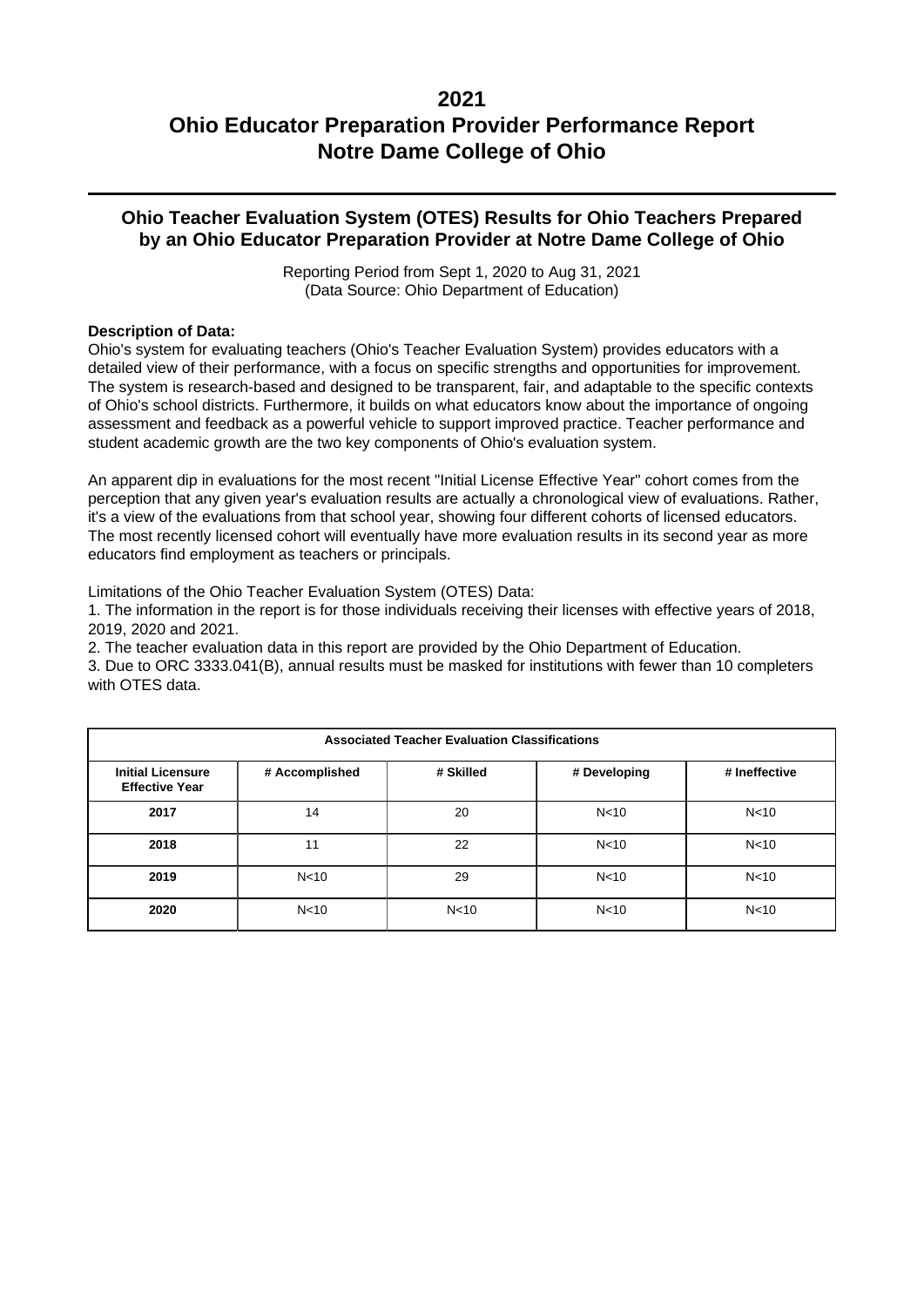# 2021
# Ohio Educator Preparation Provider Performance Report
# Notre Dame College of Ohio

## Ohio Teacher Evaluation System (OTES) Results for Ohio Teachers Prepared by an Ohio Educator Preparation Provider at Notre Dame College of Ohio

Reporting Period from Sept 1, 2020 to Aug 31, 2021
(Data Source: Ohio Department of Education)

**Description of Data:**
Ohio's system for evaluating teachers (Ohio's Teacher Evaluation System) provides educators with a detailed view of their performance, with a focus on specific strengths and opportunities for improvement. The system is research-based and designed to be transparent, fair, and adaptable to the specific contexts of Ohio's school districts. Furthermore, it builds on what educators know about the importance of ongoing assessment and feedback as a powerful vehicle to support improved practice. Teacher performance and student academic growth are the two key components of Ohio's evaluation system.

An apparent dip in evaluations for the most recent "Initial License Effective Year" cohort comes from the perception that any given year's evaluation results are actually a chronological view of evaluations. Rather, it's a view of the evaluations from that school year, showing four different cohorts of licensed educators. The most recently licensed cohort will eventually have more evaluation results in its second year as more educators find employment as teachers or principals.

Limitations of the Ohio Teacher Evaluation System (OTES) Data:

1. The information in the report is for those individuals receiving their licenses with effective years of 2018, 2019, 2020 and 2021.
2. The teacher evaluation data in this report are provided by the Ohio Department of Education.
3. Due to ORC 3333.041(B), annual results must be masked for institutions with fewer than 10 completers with OTES data.

| Associated Teacher Evaluation Classifications | | | | |
|---|---|---|---|---|
| **Initial Licensure Effective Year** | **# Accomplished** | **# Skilled** | **# Developing** | **# Ineffective** |
| **2017** | 14 | 20 | N<10 | N<10 |
| **2018** | 11 | 22 | N<10 | N<10 |
| **2019** | N<10 | 29 | N<10 | N<10 |
| **2020** | N<10 | N<10 | N<10 | N<10 |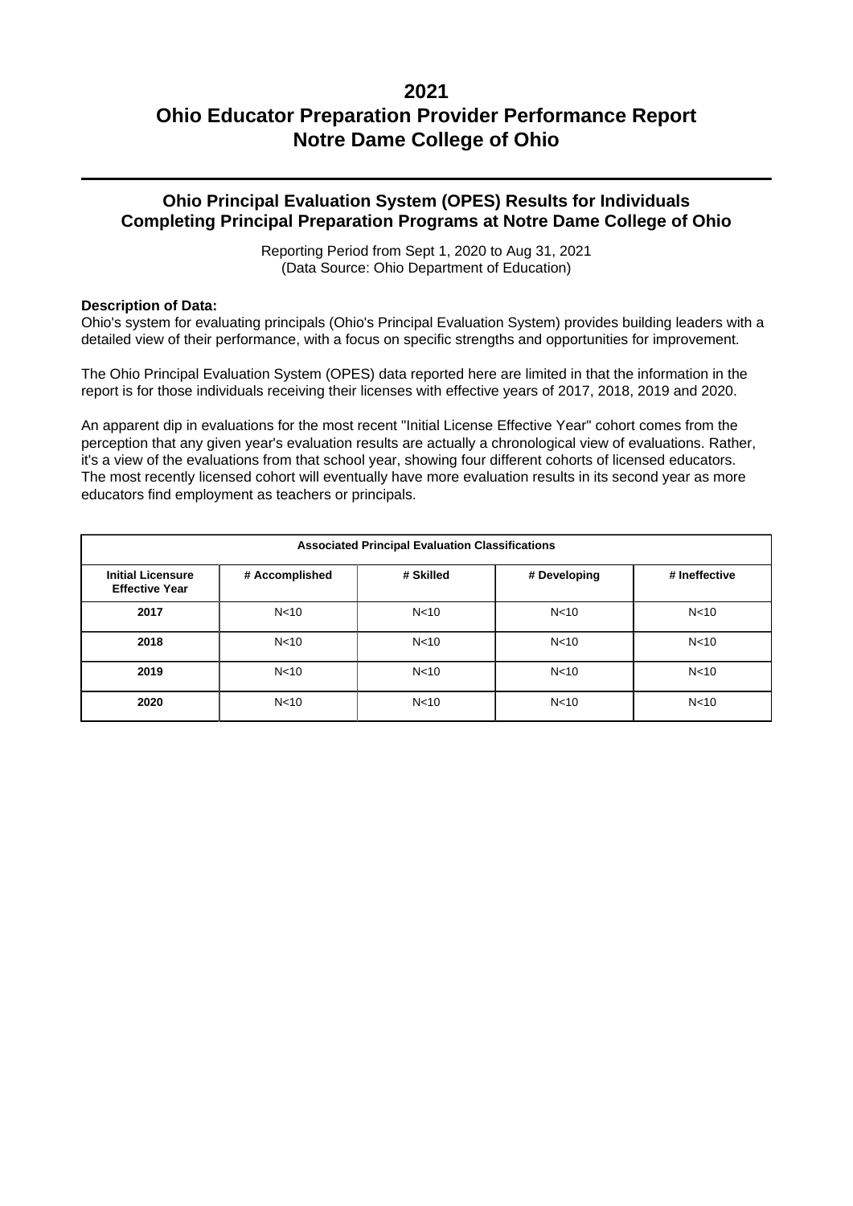# 2021
# Ohio Educator Preparation Provider Performance Report
# Notre Dame College of Ohio

## Ohio Principal Evaluation System (OPES) Results for Individuals Completing Principal Preparation Programs at Notre Dame College of Ohio

Reporting Period from Sept 1, 2020 to Aug 31, 2021
(Data Source: Ohio Department of Education)

**Description of Data:**
Ohio's system for evaluating principals (Ohio's Principal Evaluation System) provides building leaders with a detailed view of their performance, with a focus on specific strengths and opportunities for improvement.

The Ohio Principal Evaluation System (OPES) data reported here are limited in that the information in the report is for those individuals receiving their licenses with effective years of 2017, 2018, 2019 and 2020.

An apparent dip in evaluations for the most recent "Initial License Effective Year" cohort comes from the perception that any given year's evaluation results are actually a chronological view of evaluations. Rather, it's a view of the evaluations from that school year, showing four different cohorts of licensed educators. The most recently licensed cohort will eventually have more evaluation results in its second year as more educators find employment as teachers or principals.

| Associated Principal Evaluation Classifications | | | | |
|---|---|---|---|---|
| **Initial Licensure Effective Year** | **# Accomplished** | **# Skilled** | **# Developing** | **# Ineffective** |
| **2017** | N<10 | N<10 | N<10 | N<10 |
| **2018** | N<10 | N<10 | N<10 | N<10 |
| **2019** | N<10 | N<10 | N<10 | N<10 |
| **2020** | N<10 | N<10 | N<10 | N<10 |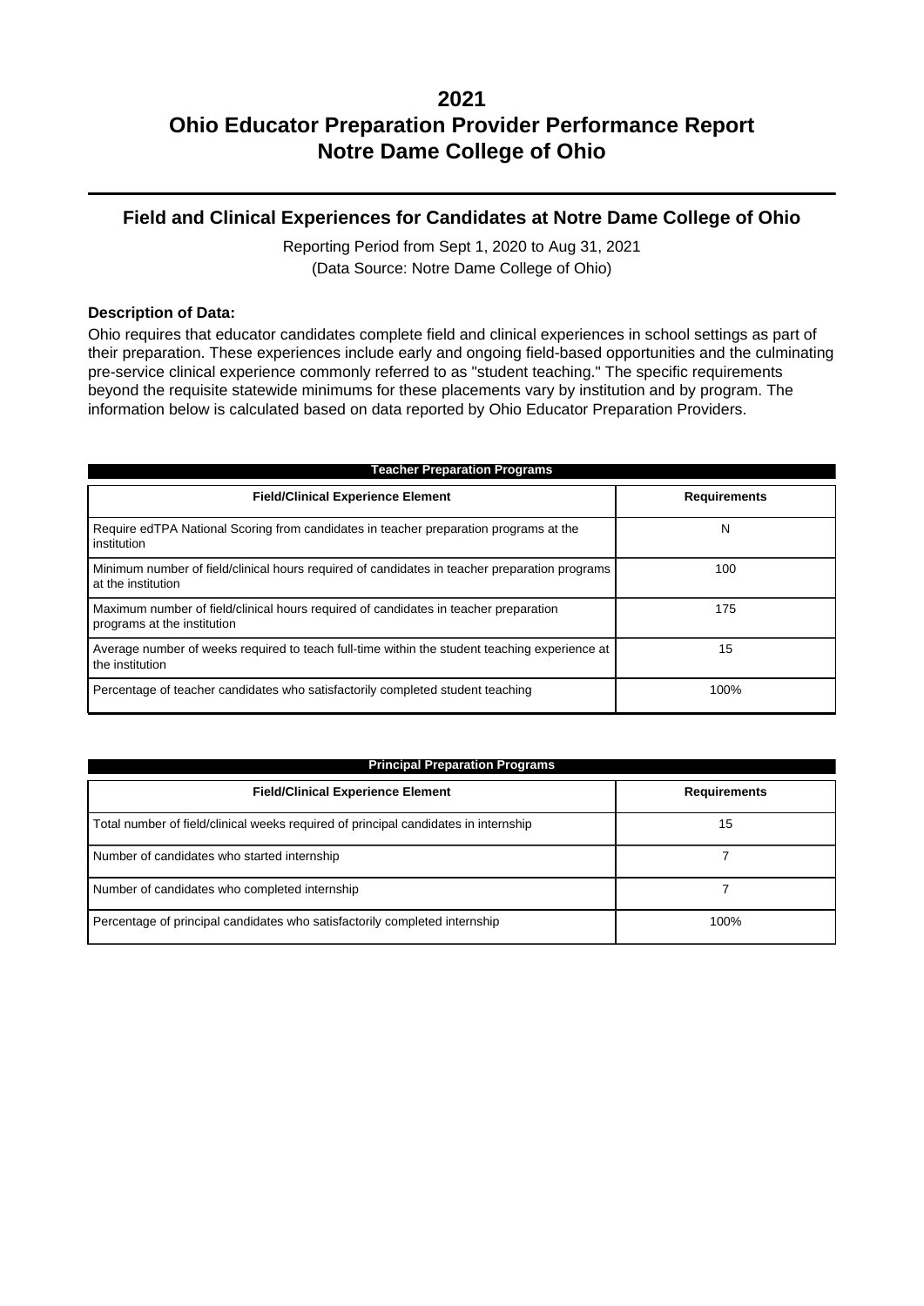# 2021
# Ohio Educator Preparation Provider Performance Report
# Notre Dame College of Ohio

## Field and Clinical Experiences for Candidates at Notre Dame College of Ohio

Reporting Period from Sept 1, 2020 to Aug 31, 2021
(Data Source: Notre Dame College of Ohio)

**Description of Data:**

Ohio requires that educator candidates complete field and clinical experiences in school settings as part of their preparation. These experiences include early and ongoing field-based opportunities and the culminating pre-service clinical experience commonly referred to as "student teaching." The specific requirements beyond the requisite statewide minimums for these placements vary by institution and by program. The information below is calculated based on data reported by Ohio Educator Preparation Providers.

**Teacher Preparation Programs**

| Field/Clinical Experience Element | Requirements |
|---|---|
| Require edTPA National Scoring from candidates in teacher preparation programs at the institution | N |
| Minimum number of field/clinical hours required of candidates in teacher preparation programs at the institution | 100 |
| Maximum number of field/clinical hours required of candidates in teacher preparation programs at the institution | 175 |
| Average number of weeks required to teach full-time within the student teaching experience at the institution | 15 |
| Percentage of teacher candidates who satisfactorily completed student teaching | 100% |

**Principal Preparation Programs**

| Field/Clinical Experience Element | Requirements |
|---|---|
| Total number of field/clinical weeks required of principal candidates in internship | 15 |
| Number of candidates who started internship | 7 |
| Number of candidates who completed internship | 7 |
| Percentage of principal candidates who satisfactorily completed internship | 100% |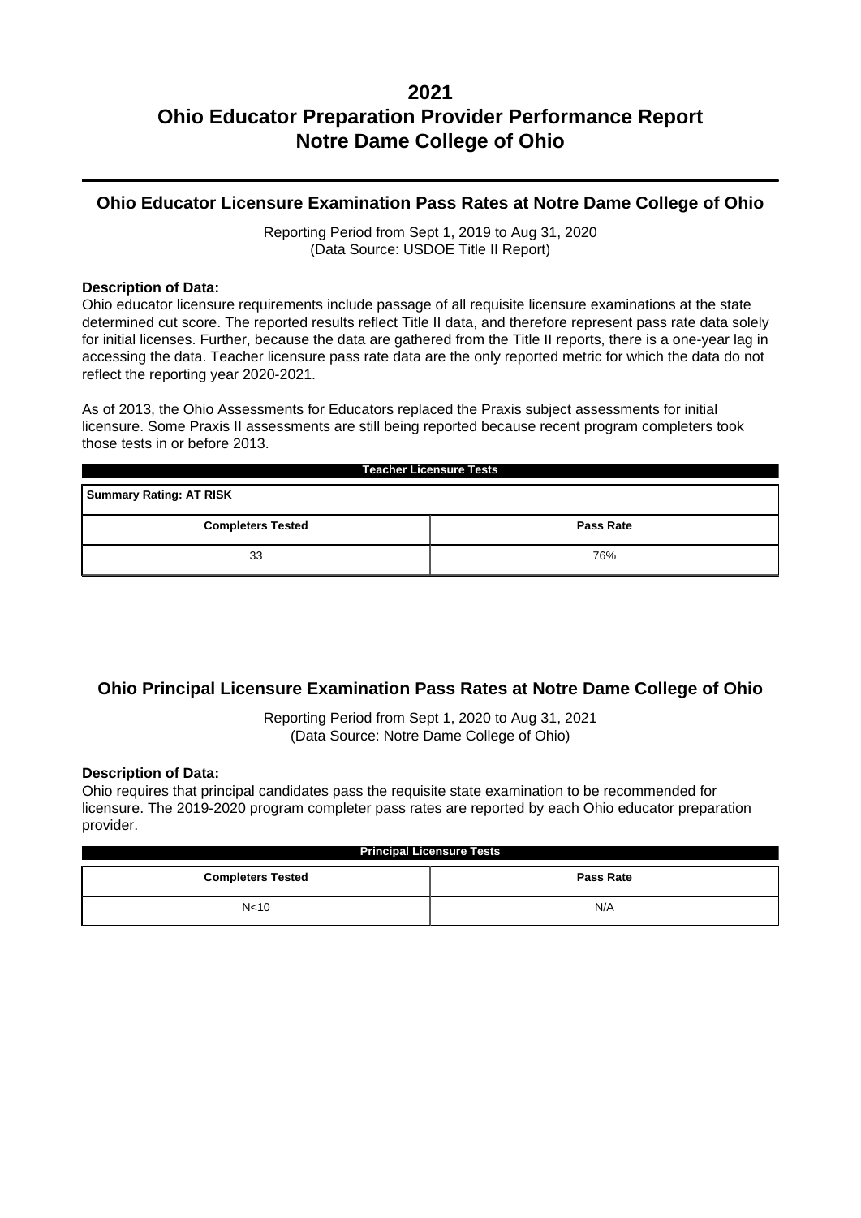# 2021
# Ohio Educator Preparation Provider Performance Report
# Notre Dame College of Ohio

## Ohio Educator Licensure Examination Pass Rates at Notre Dame College of Ohio

Reporting Period from Sept 1, 2019 to Aug 31, 2020
(Data Source: USDOE Title II Report)

**Description of Data:**
Ohio educator licensure requirements include passage of all requisite licensure examinations at the state determined cut score. The reported results reflect Title II data, and therefore represent pass rate data solely for initial licenses. Further, because the data are gathered from the Title II reports, there is a one-year lag in accessing the data. Teacher licensure pass rate data are the only reported metric for which the data do not reflect the reporting year 2020-2021.

As of 2013, the Ohio Assessments for Educators replaced the Praxis subject assessments for initial licensure. Some Praxis II assessments are still being reported because recent program completers took those tests in or before 2013.

**Teacher Licensure Tests**

**Summary Rating: AT RISK**

| Completers Tested | Pass Rate |
|---|---|
| 33 | 76% |

## Ohio Principal Licensure Examination Pass Rates at Notre Dame College of Ohio

Reporting Period from Sept 1, 2020 to Aug 31, 2021
(Data Source: Notre Dame College of Ohio)

**Description of Data:**
Ohio requires that principal candidates pass the requisite state examination to be recommended for licensure. The 2019-2020 program completer pass rates are reported by each Ohio educator preparation provider.

**Principal Licensure Tests**

| Completers Tested | Pass Rate |
|---|---|
| N<10 | N/A |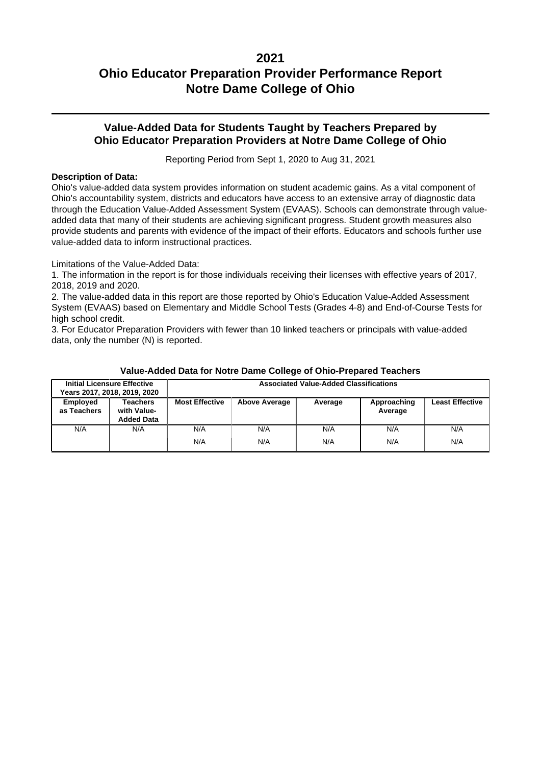# 2021
# Ohio Educator Preparation Provider Performance Report
# Notre Dame College of Ohio

## Value-Added Data for Students Taught by Teachers Prepared by Ohio Educator Preparation Providers at Notre Dame College of Ohio

Reporting Period from Sept 1, 2020 to Aug 31, 2021

**Description of Data:**

Ohio's value-added data system provides information on student academic gains. As a vital component of Ohio's accountability system, districts and educators have access to an extensive array of diagnostic data through the Education Value-Added Assessment System (EVAAS). Schools can demonstrate through value-added data that many of their students are achieving significant progress. Student growth measures also provide students and parents with evidence of the impact of their efforts. Educators and schools further use value-added data to inform instructional practices.

Limitations of the Value-Added Data:

1. The information in the report is for those individuals receiving their licenses with effective years of 2017, 2018, 2019 and 2020.
2. The value-added data in this report are those reported by Ohio's Education Value-Added Assessment System (EVAAS) based on Elementary and Middle School Tests (Grades 4-8) and End-of-Course Tests for high school credit.
3. For Educator Preparation Providers with fewer than 10 linked teachers or principals with value-added data, only the number (N) is reported.

**Value-Added Data for Notre Dame College of Ohio-Prepared Teachers**

| Initial Licensure Effective Years 2017, 2018, 2019, 2020 | | Associated Value-Added Classifications | | | | |
|---|---|---|---|---|---|---|
| Employed as Teachers | Teachers with Value-Added Data | Most Effective | Above Average | Average | Approaching Average | Least Effective |
| N/A | N/A | N/A | N/A | N/A | N/A | N/A |
| | | N/A | N/A | N/A | N/A | N/A |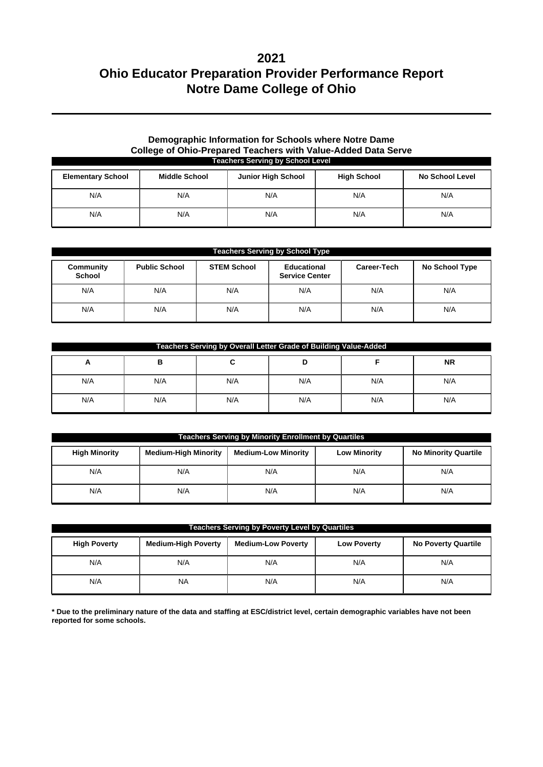# 2021
# Ohio Educator Preparation Provider Performance Report
# Notre Dame College of Ohio

### Demographic Information for Schools where Notre Dame College of Ohio-Prepared Teachers with Value-Added Data Serve

**Teachers Serving by School Level**

| Elementary School | Middle School | Junior High School | High School | No School Level |
|---|---|---|---|---|
| N/A | N/A | N/A | N/A | N/A |
| N/A | N/A | N/A | N/A | N/A |

**Teachers Serving by School Type**

| Community School | Public School | STEM School | Educational Service Center | Career-Tech | No School Type |
|---|---|---|---|---|---|
| N/A | N/A | N/A | N/A | N/A | N/A |
| N/A | N/A | N/A | N/A | N/A | N/A |

**Teachers Serving by Overall Letter Grade of Building Value-Added**

| A | B | C | D | F | NR |
|---|---|---|---|---|---|
| N/A | N/A | N/A | N/A | N/A | N/A |
| N/A | N/A | N/A | N/A | N/A | N/A |

**Teachers Serving by Minority Enrollment by Quartiles**

| High Minority | Medium-High Minority | Medium-Low Minority | Low Minority | No Minority Quartile |
|---|---|---|---|---|
| N/A | N/A | N/A | N/A | N/A |
| N/A | N/A | N/A | N/A | N/A |

**Teachers Serving by Poverty Level by Quartiles**

| High Poverty | Medium-High Poverty | Medium-Low Poverty | Low Poverty | No Poverty Quartile |
|---|---|---|---|---|
| N/A | N/A | N/A | N/A | N/A |
| N/A | NA | N/A | N/A | N/A |

**\* Due to the preliminary nature of the data and staffing at ESC/district level, certain demographic variables have not been reported for some schools.**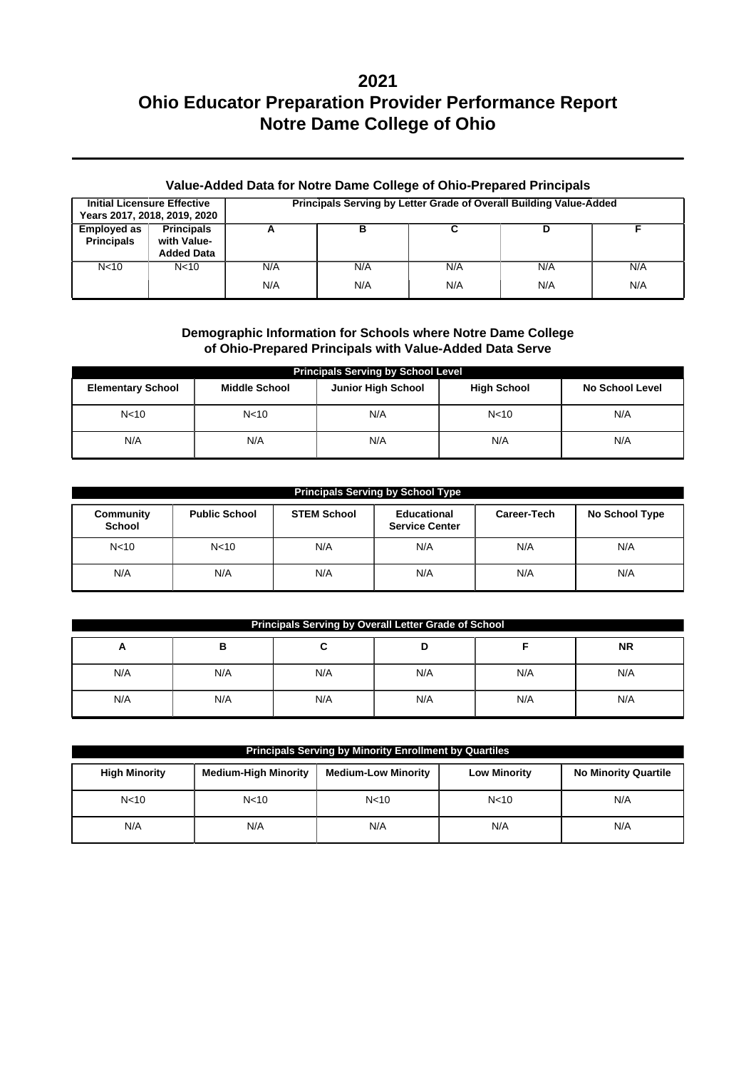# 2021
# Ohio Educator Preparation Provider Performance Report
# Notre Dame College of Ohio

### Value-Added Data for Notre Dame College of Ohio-Prepared Principals

| Initial Licensure Effective Years 2017, 2018, 2019, 2020 | | Principals Serving by Letter Grade of Overall Building Value-Added | | | | |
|---|---|---|---|---|---|---|
| **Employed as Principals** | **Principals with Value-Added Data** | **A** | **B** | **C** | **D** | **F** |
| N<10 | N<10 | N/A | N/A | N/A | N/A | N/A |
| | | N/A | N/A | N/A | N/A | N/A |

### Demographic Information for Schools where Notre Dame College of Ohio-Prepared Principals with Value-Added Data Serve

| Principals Serving by School Level | | | | |
|---|---|---|---|---|
| **Elementary School** | **Middle School** | **Junior High School** | **High School** | **No School Level** |
| N<10 | N<10 | N/A | N<10 | N/A |
| N/A | N/A | N/A | N/A | N/A |

| Principals Serving by School Type | | | | | |
|---|---|---|---|---|---|
| **Community School** | **Public School** | **STEM School** | **Educational Service Center** | **Career-Tech** | **No School Type** |
| N<10 | N<10 | N/A | N/A | N/A | N/A |
| N/A | N/A | N/A | N/A | N/A | N/A |

| Principals Serving by Overall Letter Grade of School | | | | | |
|---|---|---|---|---|---|
| **A** | **B** | **C** | **D** | **F** | **NR** |
| N/A | N/A | N/A | N/A | N/A | N/A |
| N/A | N/A | N/A | N/A | N/A | N/A |

| Principals Serving by Minority Enrollment by Quartiles | | | | |
|---|---|---|---|---|
| **High Minority** | **Medium-High Minority** | **Medium-Low Minority** | **Low Minority** | **No Minority Quartile** |
| N<10 | N<10 | N<10 | N<10 | N/A |
| N/A | N/A | N/A | N/A | N/A |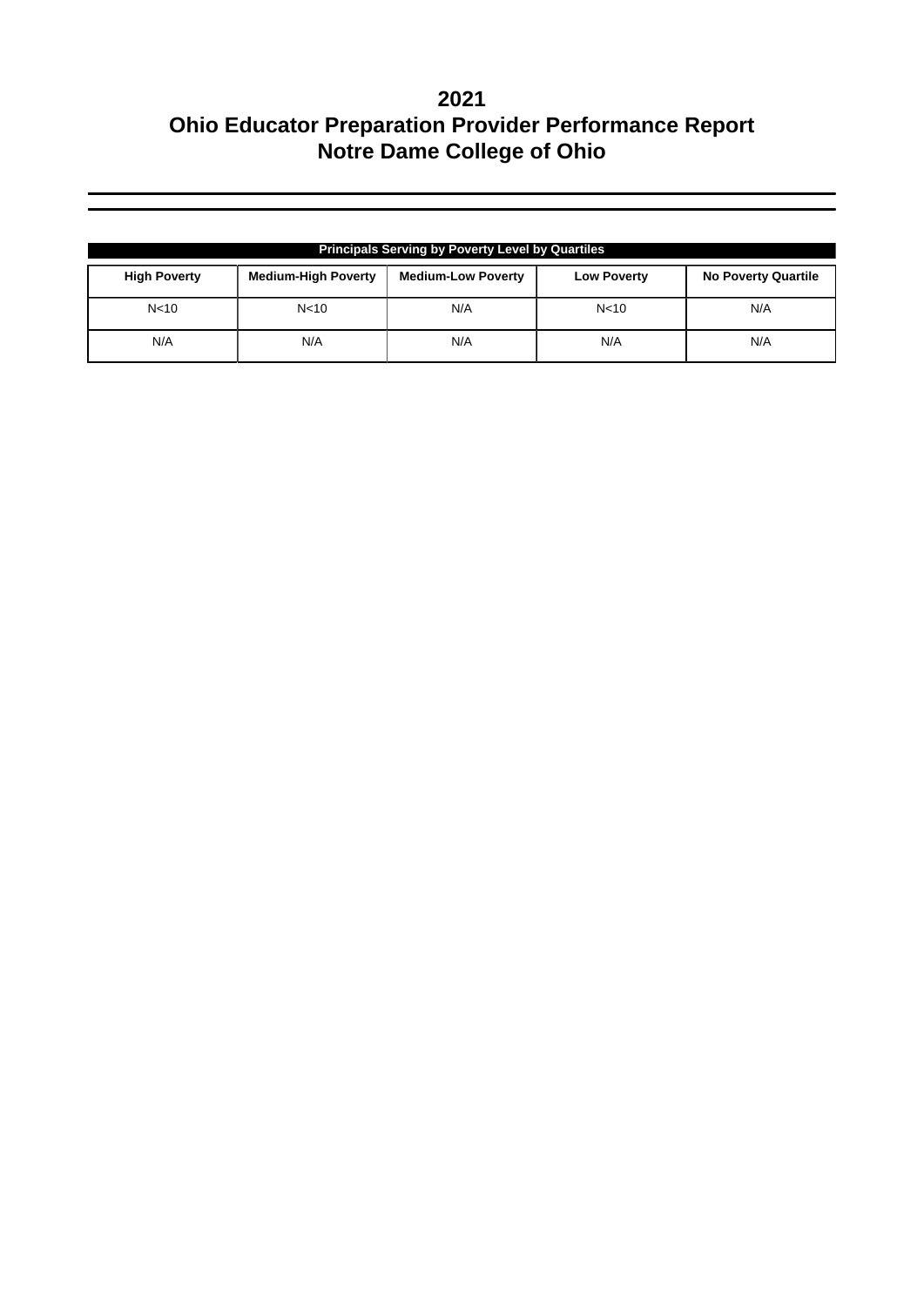# 2021
# Ohio Educator Preparation Provider Performance Report
# Notre Dame College of Ohio

| Principals Serving by Poverty Level by Quartiles | | | | |
|---|---|---|---|---|
| **High Poverty** | **Medium-High Poverty** | **Medium-Low Poverty** | **Low Poverty** | **No Poverty Quartile** |
| N<10 | N<10 | N/A | N<10 | N/A |
| N/A | N/A | N/A | N/A | N/A |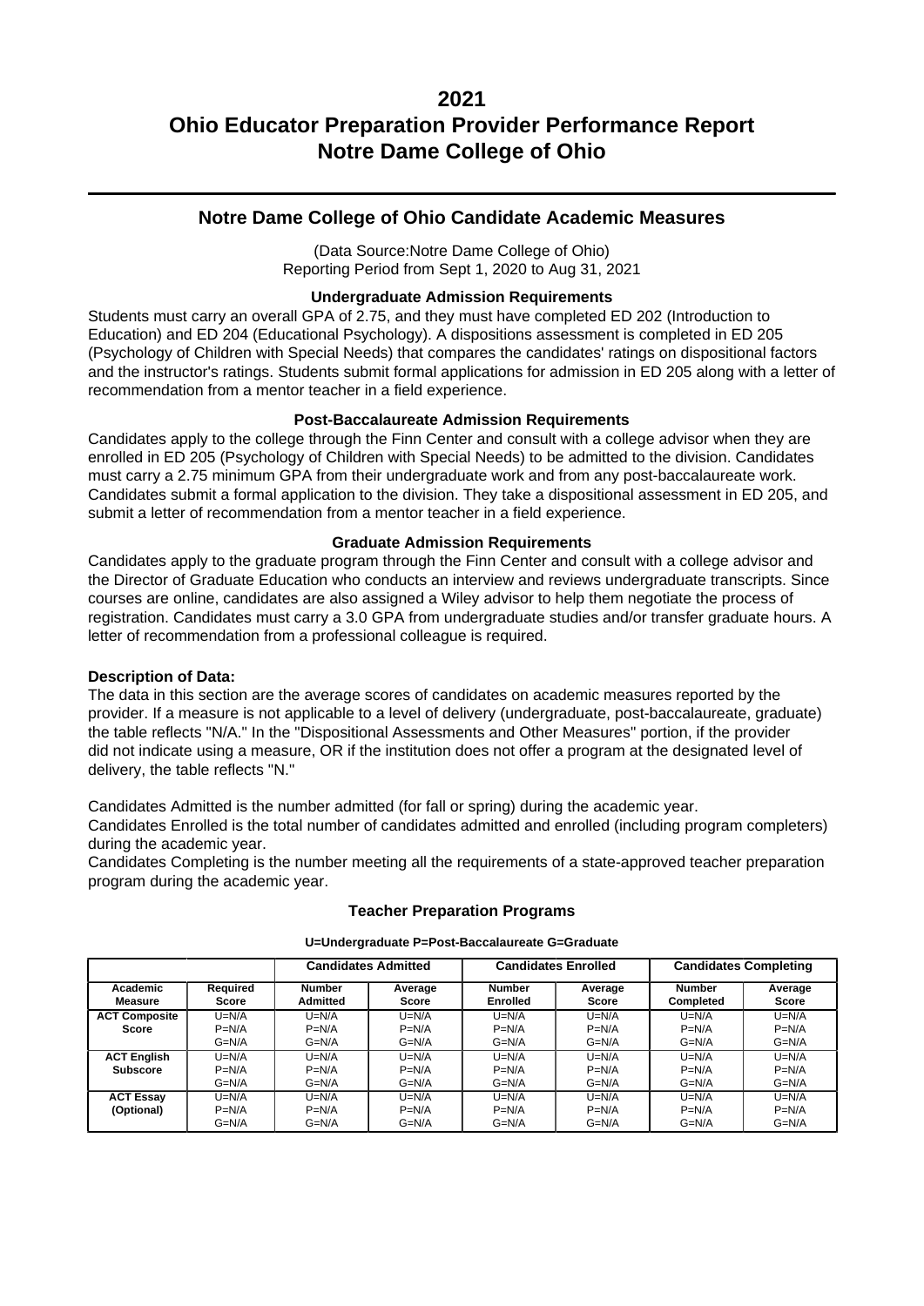# 2021
# Ohio Educator Preparation Provider Performance Report
# Notre Dame College of Ohio

## Notre Dame College of Ohio Candidate Academic Measures

(Data Source:Notre Dame College of Ohio)
Reporting Period from Sept 1, 2020 to Aug 31, 2021

### Undergraduate Admission Requirements

Students must carry an overall GPA of 2.75, and they must have completed ED 202 (Introduction to Education) and ED 204 (Educational Psychology). A dispositions assessment is completed in ED 205 (Psychology of Children with Special Needs) that compares the candidates' ratings on dispositional factors and the instructor's ratings. Students submit formal applications for admission in ED 205 along with a letter of recommendation from a mentor teacher in a field experience.

### Post-Baccalaureate Admission Requirements

Candidates apply to the college through the Finn Center and consult with a college advisor when they are enrolled in ED 205 (Psychology of Children with Special Needs) to be admitted to the division. Candidates must carry a 2.75 minimum GPA from their undergraduate work and from any post-baccalaureate work. Candidates submit a formal application to the division. They take a dispositional assessment in ED 205, and submit a letter of recommendation from a mentor teacher in a field experience.

### Graduate Admission Requirements

Candidates apply to the graduate program through the Finn Center and consult with a college advisor and the Director of Graduate Education who conducts an interview and reviews undergraduate transcripts. Since courses are online, candidates are also assigned a Wiley advisor to help them negotiate the process of registration. Candidates must carry a 3.0 GPA from undergraduate studies and/or transfer graduate hours. A letter of recommendation from a professional colleague is required.

**Description of Data:**

The data in this section are the average scores of candidates on academic measures reported by the provider. If a measure is not applicable to a level of delivery (undergraduate, post-baccalaureate, graduate) the table reflects "N/A." In the "Dispositional Assessments and Other Measures" portion, if the provider did not indicate using a measure, OR if the institution does not offer a program at the designated level of delivery, the table reflects "N."

Candidates Admitted is the number admitted (for fall or spring) during the academic year.
Candidates Enrolled is the total number of candidates admitted and enrolled (including program completers) during the academic year.
Candidates Completing is the number meeting all the requirements of a state-approved teacher preparation program during the academic year.

### Teacher Preparation Programs

**U=Undergraduate P=Post-Baccalaureate G=Graduate**

| | | Candidates Admitted | | Candidates Enrolled | | Candidates Completing | |
|---|---|---|---|---|---|---|---|
| **Academic Measure** | **Required Score** | **Number Admitted** | **Average Score** | **Number Enrolled** | **Average Score** | **Number Completed** | **Average Score** |
| **ACT Composite Score** | U=N/A<br>P=N/A<br>G=N/A | U=N/A<br>P=N/A<br>G=N/A | U=N/A<br>P=N/A<br>G=N/A | U=N/A<br>P=N/A<br>G=N/A | U=N/A<br>P=N/A<br>G=N/A | U=N/A<br>P=N/A<br>G=N/A | U=N/A<br>P=N/A<br>G=N/A |
| **ACT English Subscore** | U=N/A<br>P=N/A<br>G=N/A | U=N/A<br>P=N/A<br>G=N/A | U=N/A<br>P=N/A<br>G=N/A | U=N/A<br>P=N/A<br>G=N/A | U=N/A<br>P=N/A<br>G=N/A | U=N/A<br>P=N/A<br>G=N/A | U=N/A<br>P=N/A<br>G=N/A |
| **ACT Essay (Optional)** | U=N/A<br>P=N/A<br>G=N/A | U=N/A<br>P=N/A<br>G=N/A | U=N/A<br>P=N/A<br>G=N/A | U=N/A<br>P=N/A<br>G=N/A | U=N/A<br>P=N/A<br>G=N/A | U=N/A<br>P=N/A<br>G=N/A | U=N/A<br>P=N/A<br>G=N/A |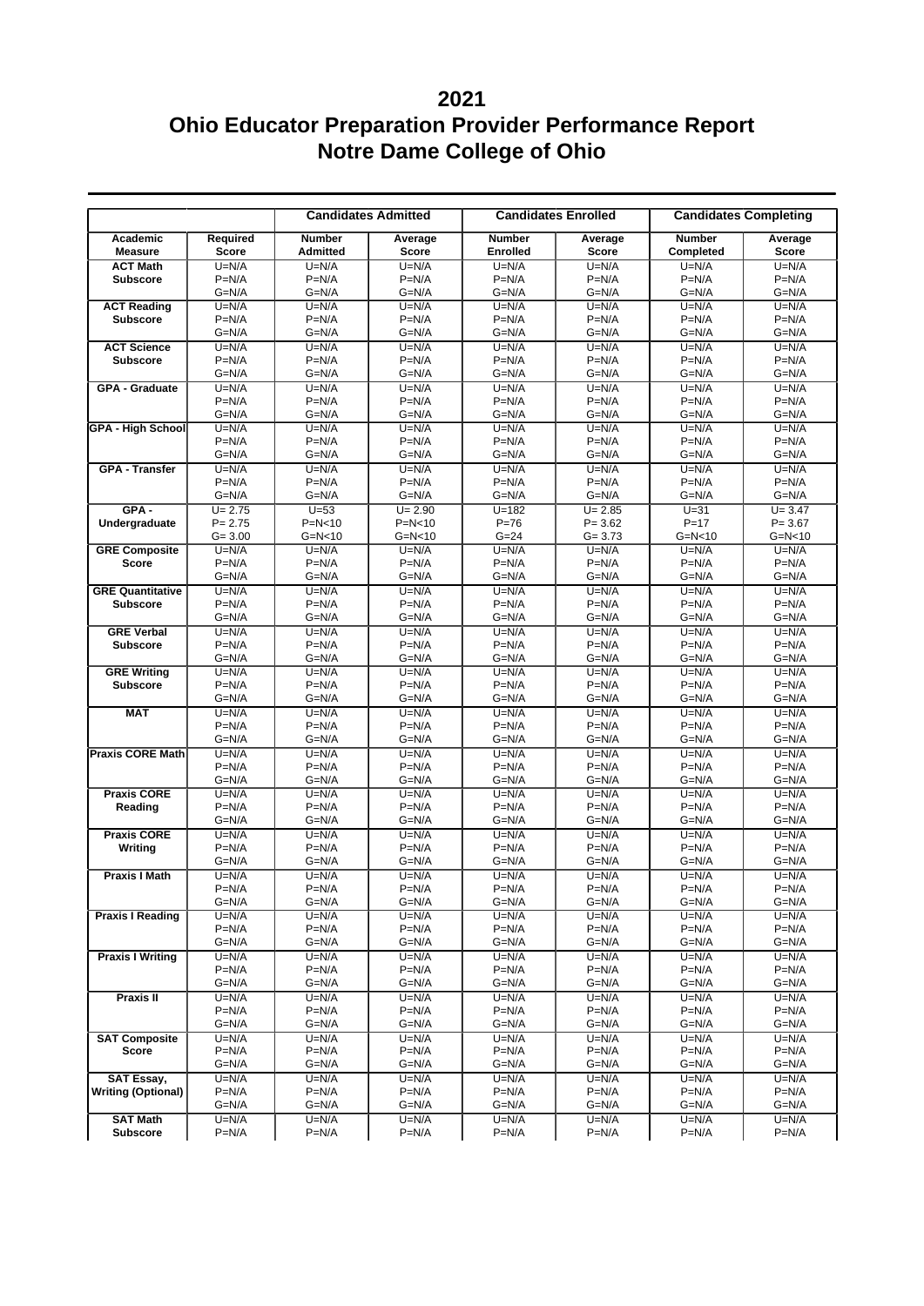# 2021
# Ohio Educator Preparation Provider Performance Report
# Notre Dame College of Ohio

| | | Candidates Admitted | | Candidates Enrolled | | Candidates Completing | |
|---|---|---|---|---|---|---|---|
| **Academic Measure** | **Required Score** | **Number Admitted** | **Average Score** | **Number Enrolled** | **Average Score** | **Number Completed** | **Average Score** |
| **ACT Math Subscore** | U=N/A<br>P=N/A<br>G=N/A | U=N/A<br>P=N/A<br>G=N/A | U=N/A<br>P=N/A<br>G=N/A | U=N/A<br>P=N/A<br>G=N/A | U=N/A<br>P=N/A<br>G=N/A | U=N/A<br>P=N/A<br>G=N/A | U=N/A<br>P=N/A<br>G=N/A |
| **ACT Reading Subscore** | U=N/A<br>P=N/A<br>G=N/A | U=N/A<br>P=N/A<br>G=N/A | U=N/A<br>P=N/A<br>G=N/A | U=N/A<br>P=N/A<br>G=N/A | U=N/A<br>P=N/A<br>G=N/A | U=N/A<br>P=N/A<br>G=N/A | U=N/A<br>P=N/A<br>G=N/A |
| **ACT Science Subscore** | U=N/A<br>P=N/A<br>G=N/A | U=N/A<br>P=N/A<br>G=N/A | U=N/A<br>P=N/A<br>G=N/A | U=N/A<br>P=N/A<br>G=N/A | U=N/A<br>P=N/A<br>G=N/A | U=N/A<br>P=N/A<br>G=N/A | U=N/A<br>P=N/A<br>G=N/A |
| **GPA - Graduate** | U=N/A<br>P=N/A<br>G=N/A | U=N/A<br>P=N/A<br>G=N/A | U=N/A<br>P=N/A<br>G=N/A | U=N/A<br>P=N/A<br>G=N/A | U=N/A<br>P=N/A<br>G=N/A | U=N/A<br>P=N/A<br>G=N/A | U=N/A<br>P=N/A<br>G=N/A |
| **GPA - High School** | U=N/A<br>P=N/A<br>G=N/A | U=N/A<br>P=N/A<br>G=N/A | U=N/A<br>P=N/A<br>G=N/A | U=N/A<br>P=N/A<br>G=N/A | U=N/A<br>P=N/A<br>G=N/A | U=N/A<br>P=N/A<br>G=N/A | U=N/A<br>P=N/A<br>G=N/A |
| **GPA - Transfer** | U=N/A<br>P=N/A<br>G=N/A | U=N/A<br>P=N/A<br>G=N/A | U=N/A<br>P=N/A<br>G=N/A | U=N/A<br>P=N/A<br>G=N/A | U=N/A<br>P=N/A<br>G=N/A | U=N/A<br>P=N/A<br>G=N/A | U=N/A<br>P=N/A<br>G=N/A |
| **GPA - Undergraduate** | U= 2.75<br>P= 2.75<br>G= 3.00 | U=53<br>P=N<10<br>G=N<10 | U= 2.90<br>P=N<10<br>G=N<10 | U=182<br>P=76<br>G=24 | U= 2.85<br>P= 3.62<br>G= 3.73 | U=31<br>P=17<br>G=N<10 | U= 3.47<br>P= 3.67<br>G=N<10 |
| **GRE Composite Score** | U=N/A<br>P=N/A<br>G=N/A | U=N/A<br>P=N/A<br>G=N/A | U=N/A<br>P=N/A<br>G=N/A | U=N/A<br>P=N/A<br>G=N/A | U=N/A<br>P=N/A<br>G=N/A | U=N/A<br>P=N/A<br>G=N/A | U=N/A<br>P=N/A<br>G=N/A |
| **GRE Quantitative Subscore** | U=N/A<br>P=N/A<br>G=N/A | U=N/A<br>P=N/A<br>G=N/A | U=N/A<br>P=N/A<br>G=N/A | U=N/A<br>P=N/A<br>G=N/A | U=N/A<br>P=N/A<br>G=N/A | U=N/A<br>P=N/A<br>G=N/A | U=N/A<br>P=N/A<br>G=N/A |
| **GRE Verbal Subscore** | U=N/A<br>P=N/A<br>G=N/A | U=N/A<br>P=N/A<br>G=N/A | U=N/A<br>P=N/A<br>G=N/A | U=N/A<br>P=N/A<br>G=N/A | U=N/A<br>P=N/A<br>G=N/A | U=N/A<br>P=N/A<br>G=N/A | U=N/A<br>P=N/A<br>G=N/A |
| **GRE Writing Subscore** | U=N/A<br>P=N/A<br>G=N/A | U=N/A<br>P=N/A<br>G=N/A | U=N/A<br>P=N/A<br>G=N/A | U=N/A<br>P=N/A<br>G=N/A | U=N/A<br>P=N/A<br>G=N/A | U=N/A<br>P=N/A<br>G=N/A | U=N/A<br>P=N/A<br>G=N/A |
| **MAT** | U=N/A<br>P=N/A<br>G=N/A | U=N/A<br>P=N/A<br>G=N/A | U=N/A<br>P=N/A<br>G=N/A | U=N/A<br>P=N/A<br>G=N/A | U=N/A<br>P=N/A<br>G=N/A | U=N/A<br>P=N/A<br>G=N/A | U=N/A<br>P=N/A<br>G=N/A |
| **Praxis CORE Math** | U=N/A<br>P=N/A<br>G=N/A | U=N/A<br>P=N/A<br>G=N/A | U=N/A<br>P=N/A<br>G=N/A | U=N/A<br>P=N/A<br>G=N/A | U=N/A<br>P=N/A<br>G=N/A | U=N/A<br>P=N/A<br>G=N/A | U=N/A<br>P=N/A<br>G=N/A |
| **Praxis CORE Reading** | U=N/A<br>P=N/A<br>G=N/A | U=N/A<br>P=N/A<br>G=N/A | U=N/A<br>P=N/A<br>G=N/A | U=N/A<br>P=N/A<br>G=N/A | U=N/A<br>P=N/A<br>G=N/A | U=N/A<br>P=N/A<br>G=N/A | U=N/A<br>P=N/A<br>G=N/A |
| **Praxis CORE Writing** | U=N/A<br>P=N/A<br>G=N/A | U=N/A<br>P=N/A<br>G=N/A | U=N/A<br>P=N/A<br>G=N/A | U=N/A<br>P=N/A<br>G=N/A | U=N/A<br>P=N/A<br>G=N/A | U=N/A<br>P=N/A<br>G=N/A | U=N/A<br>P=N/A<br>G=N/A |
| **Praxis I Math** | U=N/A<br>P=N/A<br>G=N/A | U=N/A<br>P=N/A<br>G=N/A | U=N/A<br>P=N/A<br>G=N/A | U=N/A<br>P=N/A<br>G=N/A | U=N/A<br>P=N/A<br>G=N/A | U=N/A<br>P=N/A<br>G=N/A | U=N/A<br>P=N/A<br>G=N/A |
| **Praxis I Reading** | U=N/A<br>P=N/A<br>G=N/A | U=N/A<br>P=N/A<br>G=N/A | U=N/A<br>P=N/A<br>G=N/A | U=N/A<br>P=N/A<br>G=N/A | U=N/A<br>P=N/A<br>G=N/A | U=N/A<br>P=N/A<br>G=N/A | U=N/A<br>P=N/A<br>G=N/A |
| **Praxis I Writing** | U=N/A<br>P=N/A<br>G=N/A | U=N/A<br>P=N/A<br>G=N/A | U=N/A<br>P=N/A<br>G=N/A | U=N/A<br>P=N/A<br>G=N/A | U=N/A<br>P=N/A<br>G=N/A | U=N/A<br>P=N/A<br>G=N/A | U=N/A<br>P=N/A<br>G=N/A |
| **Praxis II** | U=N/A<br>P=N/A<br>G=N/A | U=N/A<br>P=N/A<br>G=N/A | U=N/A<br>P=N/A<br>G=N/A | U=N/A<br>P=N/A<br>G=N/A | U=N/A<br>P=N/A<br>G=N/A | U=N/A<br>P=N/A<br>G=N/A | U=N/A<br>P=N/A<br>G=N/A |
| **SAT Composite Score** | U=N/A<br>P=N/A<br>G=N/A | U=N/A<br>P=N/A<br>G=N/A | U=N/A<br>P=N/A<br>G=N/A | U=N/A<br>P=N/A<br>G=N/A | U=N/A<br>P=N/A<br>G=N/A | U=N/A<br>P=N/A<br>G=N/A | U=N/A<br>P=N/A<br>G=N/A |
| **SAT Essay, Writing (Optional)** | U=N/A<br>P=N/A<br>G=N/A | U=N/A<br>P=N/A<br>G=N/A | U=N/A<br>P=N/A<br>G=N/A | U=N/A<br>P=N/A<br>G=N/A | U=N/A<br>P=N/A<br>G=N/A | U=N/A<br>P=N/A<br>G=N/A | U=N/A<br>P=N/A<br>G=N/A |
| **SAT Math Subscore** | U=N/A<br>P=N/A | U=N/A<br>P=N/A | U=N/A<br>P=N/A | U=N/A<br>P=N/A | U=N/A<br>P=N/A | U=N/A<br>P=N/A | U=N/A<br>P=N/A |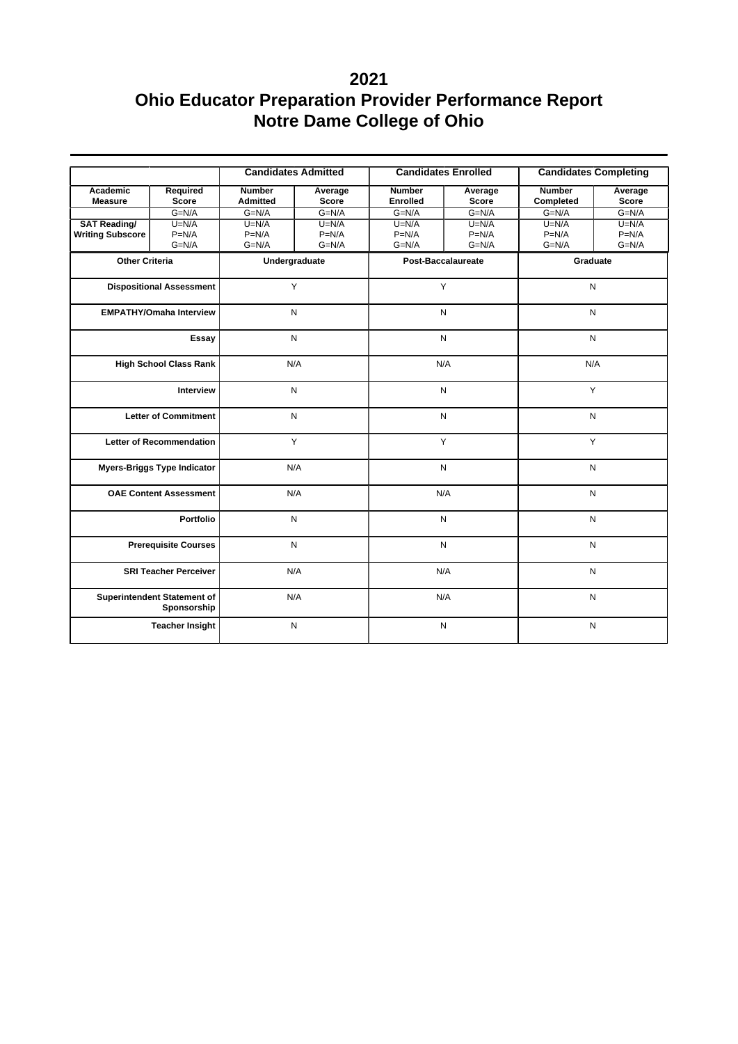# 2021
# Ohio Educator Preparation Provider Performance Report
# Notre Dame College of Ohio

| | | Candidates Admitted | | Candidates Enrolled | | Candidates Completing | |
|---|---|---|---|---|---|---|---|
| **Academic Measure** | **Required Score** | **Number Admitted** | **Average Score** | **Number Enrolled** | **Average Score** | **Number Completed** | **Average Score** |
| | G=N/A | G=N/A | G=N/A | G=N/A | G=N/A | G=N/A | G=N/A |
| **SAT Reading/ Writing Subscore** | U=N/A<br>P=N/A<br>G=N/A | U=N/A<br>P=N/A<br>G=N/A | U=N/A<br>P=N/A<br>G=N/A | U=N/A<br>P=N/A<br>G=N/A | U=N/A<br>P=N/A<br>G=N/A | U=N/A<br>P=N/A<br>G=N/A | U=N/A<br>P=N/A<br>G=N/A |

| Other Criteria | Undergraduate | Post-Baccalaureate | Graduate |
|---|---|---|---|
| **Dispositional Assessment** | Y | Y | N |
| **EMPATHY/Omaha Interview** | N | N | N |
| **Essay** | N | N | N |
| **High School Class Rank** | N/A | N/A | N/A |
| **Interview** | N | N | Y |
| **Letter of Commitment** | N | N | N |
| **Letter of Recommendation** | Y | Y | Y |
| **Myers-Briggs Type Indicator** | N/A | N | N |
| **OAE Content Assessment** | N/A | N/A | N |
| **Portfolio** | N | N | N |
| **Prerequisite Courses** | N | N | N |
| **SRI Teacher Perceiver** | N/A | N/A | N |
| **Superintendent Statement of Sponsorship** | N/A | N/A | N |
| **Teacher Insight** | N | N | N |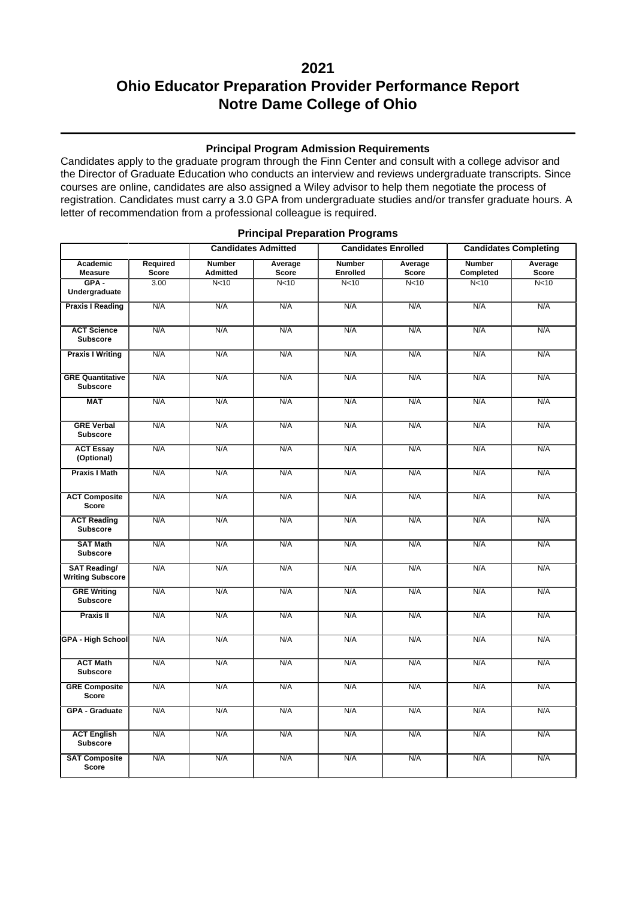# 2021
# Ohio Educator Preparation Provider Performance Report
# Notre Dame College of Ohio

### Principal Program Admission Requirements

Candidates apply to the graduate program through the Finn Center and consult with a college advisor and the Director of Graduate Education who conducts an interview and reviews undergraduate transcripts. Since courses are online, candidates are also assigned a Wiley advisor to help them negotiate the process of registration. Candidates must carry a 3.0 GPA from undergraduate studies and/or transfer graduate hours. A letter of recommendation from a professional colleague is required.

### Principal Preparation Programs

| | | Candidates Admitted | | Candidates Enrolled | | Candidates Completing | |
|---|---|---|---|---|---|---|---|
| **Academic Measure** | **Required Score** | **Number Admitted** | **Average Score** | **Number Enrolled** | **Average Score** | **Number Completed** | **Average Score** |
| **GPA - Undergraduate** | 3.00 | N<10 | N<10 | N<10 | N<10 | N<10 | N<10 |
| **Praxis I Reading** | N/A | N/A | N/A | N/A | N/A | N/A | N/A |
| **ACT Science Subscore** | N/A | N/A | N/A | N/A | N/A | N/A | N/A |
| **Praxis I Writing** | N/A | N/A | N/A | N/A | N/A | N/A | N/A |
| **GRE Quantitative Subscore** | N/A | N/A | N/A | N/A | N/A | N/A | N/A |
| **MAT** | N/A | N/A | N/A | N/A | N/A | N/A | N/A |
| **GRE Verbal Subscore** | N/A | N/A | N/A | N/A | N/A | N/A | N/A |
| **ACT Essay (Optional)** | N/A | N/A | N/A | N/A | N/A | N/A | N/A |
| **Praxis I Math** | N/A | N/A | N/A | N/A | N/A | N/A | N/A |
| **ACT Composite Score** | N/A | N/A | N/A | N/A | N/A | N/A | N/A |
| **ACT Reading Subscore** | N/A | N/A | N/A | N/A | N/A | N/A | N/A |
| **SAT Math Subscore** | N/A | N/A | N/A | N/A | N/A | N/A | N/A |
| **SAT Reading/ Writing Subscore** | N/A | N/A | N/A | N/A | N/A | N/A | N/A |
| **GRE Writing Subscore** | N/A | N/A | N/A | N/A | N/A | N/A | N/A |
| **Praxis II** | N/A | N/A | N/A | N/A | N/A | N/A | N/A |
| **GPA - High School** | N/A | N/A | N/A | N/A | N/A | N/A | N/A |
| **ACT Math Subscore** | N/A | N/A | N/A | N/A | N/A | N/A | N/A |
| **GRE Composite Score** | N/A | N/A | N/A | N/A | N/A | N/A | N/A |
| **GPA - Graduate** | N/A | N/A | N/A | N/A | N/A | N/A | N/A |
| **ACT English Subscore** | N/A | N/A | N/A | N/A | N/A | N/A | N/A |
| **SAT Composite Score** | N/A | N/A | N/A | N/A | N/A | N/A | N/A |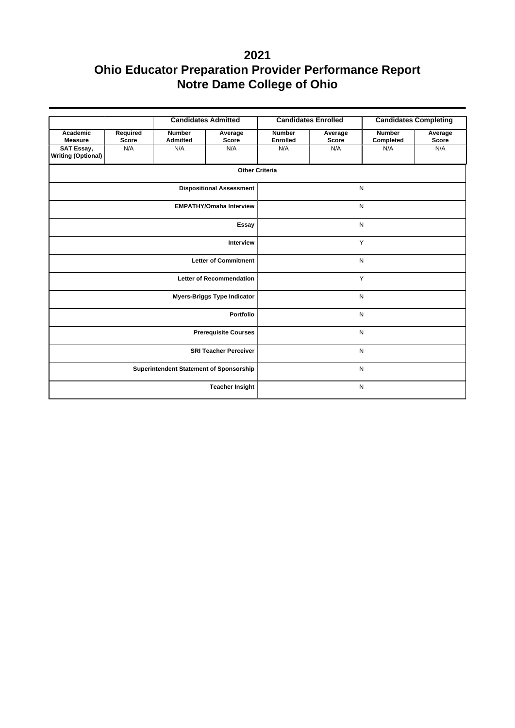# 2021
# Ohio Educator Preparation Provider Performance Report
# Notre Dame College of Ohio

| | | Candidates Admitted | | Candidates Enrolled | | Candidates Completing | |
|---|---|---|---|---|---|---|---|
| Academic Measure | Required Score | Number Admitted | Average Score | Number Enrolled | Average Score | Number Completed | Average Score |
| SAT Essay, Writing (Optional) | N/A | N/A | N/A | N/A | N/A | N/A | N/A |

**Other Criteria**

| | |
|---|---|
| Dispositional Assessment | N |
| EMPATHY/Omaha Interview | N |
| Essay | N |
| Interview | Y |
| Letter of Commitment | N |
| Letter of Recommendation | Y |
| Myers-Briggs Type Indicator | N |
| Portfolio | N |
| Prerequisite Courses | N |
| SRI Teacher Perceiver | N |
| Superintendent Statement of Sponsorship | N |
| Teacher Insight | N |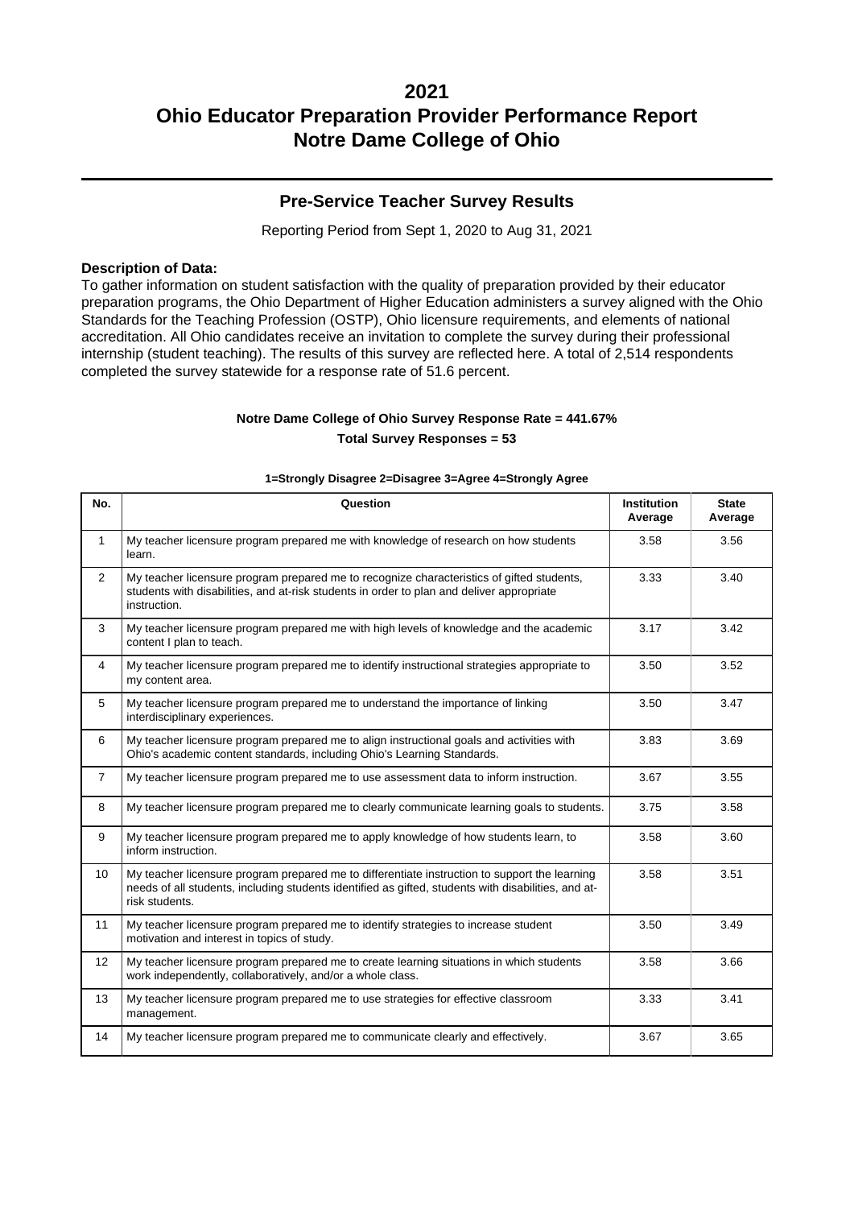# 2021
# Ohio Educator Preparation Provider Performance Report
# Notre Dame College of Ohio

## Pre-Service Teacher Survey Results

Reporting Period from Sept 1, 2020 to Aug 31, 2021

**Description of Data:**

To gather information on student satisfaction with the quality of preparation provided by their educator preparation programs, the Ohio Department of Higher Education administers a survey aligned with the Ohio Standards for the Teaching Profession (OSTP), Ohio licensure requirements, and elements of national accreditation. All Ohio candidates receive an invitation to complete the survey during their professional internship (student teaching). The results of this survey are reflected here. A total of 2,514 respondents completed the survey statewide for a response rate of 51.6 percent.

**Notre Dame College of Ohio Survey Response Rate = 441.67%**

**Total Survey Responses = 53**

**1=Strongly Disagree 2=Disagree 3=Agree 4=Strongly Agree**

| No. | Question | Institution Average | State Average |
|---|---|---|---|
| 1 | My teacher licensure program prepared me with knowledge of research on how students learn. | 3.58 | 3.56 |
| 2 | My teacher licensure program prepared me to recognize characteristics of gifted students, students with disabilities, and at-risk students in order to plan and deliver appropriate instruction. | 3.33 | 3.40 |
| 3 | My teacher licensure program prepared me with high levels of knowledge and the academic content I plan to teach. | 3.17 | 3.42 |
| 4 | My teacher licensure program prepared me to identify instructional strategies appropriate to my content area. | 3.50 | 3.52 |
| 5 | My teacher licensure program prepared me to understand the importance of linking interdisciplinary experiences. | 3.50 | 3.47 |
| 6 | My teacher licensure program prepared me to align instructional goals and activities with Ohio's academic content standards, including Ohio's Learning Standards. | 3.83 | 3.69 |
| 7 | My teacher licensure program prepared me to use assessment data to inform instruction. | 3.67 | 3.55 |
| 8 | My teacher licensure program prepared me to clearly communicate learning goals to students. | 3.75 | 3.58 |
| 9 | My teacher licensure program prepared me to apply knowledge of how students learn, to inform instruction. | 3.58 | 3.60 |
| 10 | My teacher licensure program prepared me to differentiate instruction to support the learning needs of all students, including students identified as gifted, students with disabilities, and at-risk students. | 3.58 | 3.51 |
| 11 | My teacher licensure program prepared me to identify strategies to increase student motivation and interest in topics of study. | 3.50 | 3.49 |
| 12 | My teacher licensure program prepared me to create learning situations in which students work independently, collaboratively, and/or a whole class. | 3.58 | 3.66 |
| 13 | My teacher licensure program prepared me to use strategies for effective classroom management. | 3.33 | 3.41 |
| 14 | My teacher licensure program prepared me to communicate clearly and effectively. | 3.67 | 3.65 |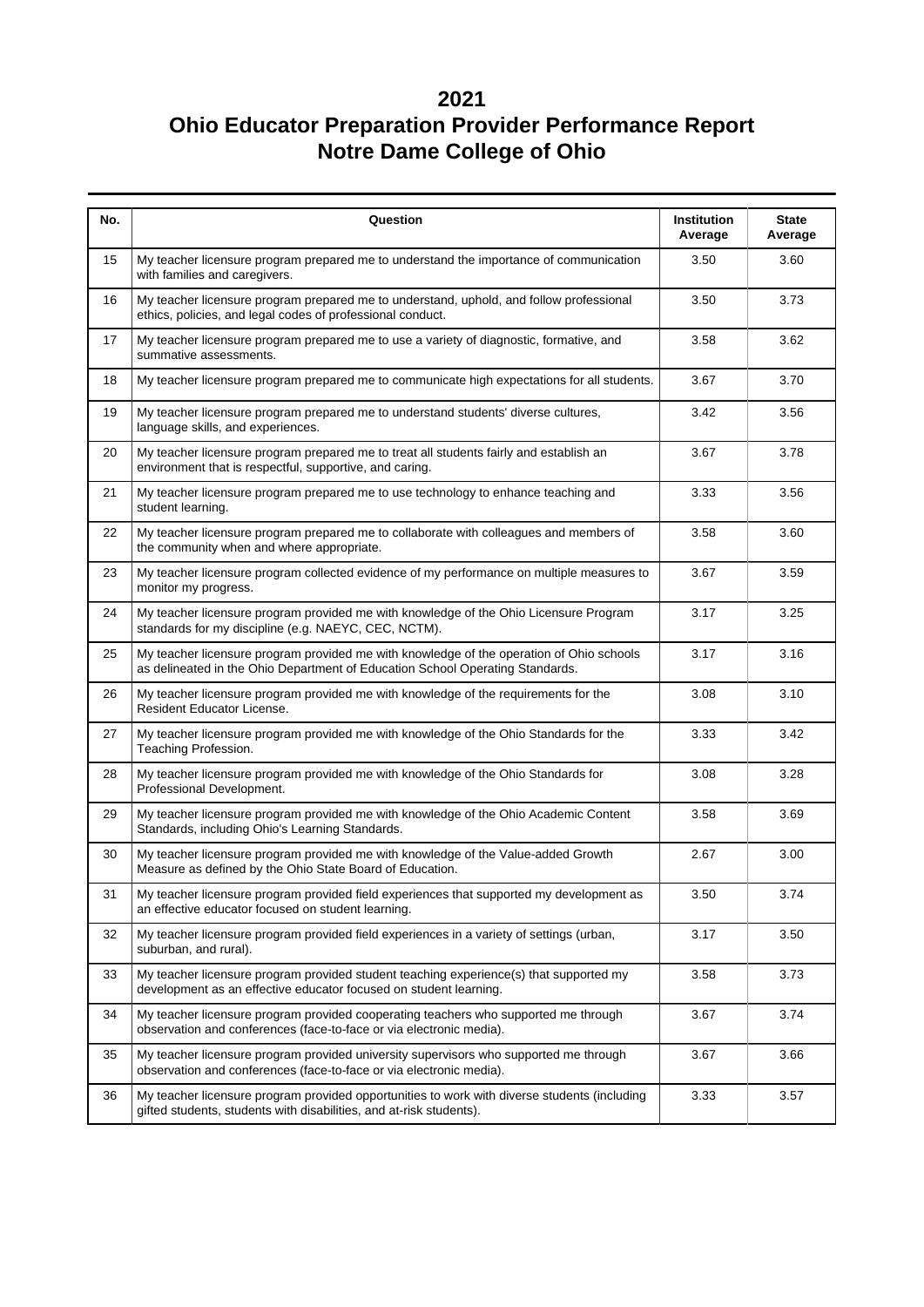# 2021
# Ohio Educator Preparation Provider Performance Report
# Notre Dame College of Ohio

| No. | Question | Institution Average | State Average |
|---|---|---|---|
| 15 | My teacher licensure program prepared me to understand the importance of communication with families and caregivers. | 3.50 | 3.60 |
| 16 | My teacher licensure program prepared me to understand, uphold, and follow professional ethics, policies, and legal codes of professional conduct. | 3.50 | 3.73 |
| 17 | My teacher licensure program prepared me to use a variety of diagnostic, formative, and summative assessments. | 3.58 | 3.62 |
| 18 | My teacher licensure program prepared me to communicate high expectations for all students. | 3.67 | 3.70 |
| 19 | My teacher licensure program prepared me to understand students' diverse cultures, language skills, and experiences. | 3.42 | 3.56 |
| 20 | My teacher licensure program prepared me to treat all students fairly and establish an environment that is respectful, supportive, and caring. | 3.67 | 3.78 |
| 21 | My teacher licensure program prepared me to use technology to enhance teaching and student learning. | 3.33 | 3.56 |
| 22 | My teacher licensure program prepared me to collaborate with colleagues and members of the community when and where appropriate. | 3.58 | 3.60 |
| 23 | My teacher licensure program collected evidence of my performance on multiple measures to monitor my progress. | 3.67 | 3.59 |
| 24 | My teacher licensure program provided me with knowledge of the Ohio Licensure Program standards for my discipline (e.g. NAEYC, CEC, NCTM). | 3.17 | 3.25 |
| 25 | My teacher licensure program provided me with knowledge of the operation of Ohio schools as delineated in the Ohio Department of Education School Operating Standards. | 3.17 | 3.16 |
| 26 | My teacher licensure program provided me with knowledge of the requirements for the Resident Educator License. | 3.08 | 3.10 |
| 27 | My teacher licensure program provided me with knowledge of the Ohio Standards for the Teaching Profession. | 3.33 | 3.42 |
| 28 | My teacher licensure program provided me with knowledge of the Ohio Standards for Professional Development. | 3.08 | 3.28 |
| 29 | My teacher licensure program provided me with knowledge of the Ohio Academic Content Standards, including Ohio's Learning Standards. | 3.58 | 3.69 |
| 30 | My teacher licensure program provided me with knowledge of the Value-added Growth Measure as defined by the Ohio State Board of Education. | 2.67 | 3.00 |
| 31 | My teacher licensure program provided field experiences that supported my development as an effective educator focused on student learning. | 3.50 | 3.74 |
| 32 | My teacher licensure program provided field experiences in a variety of settings (urban, suburban, and rural). | 3.17 | 3.50 |
| 33 | My teacher licensure program provided student teaching experience(s) that supported my development as an effective educator focused on student learning. | 3.58 | 3.73 |
| 34 | My teacher licensure program provided cooperating teachers who supported me through observation and conferences (face-to-face or via electronic media). | 3.67 | 3.74 |
| 35 | My teacher licensure program provided university supervisors who supported me through observation and conferences (face-to-face or via electronic media). | 3.67 | 3.66 |
| 36 | My teacher licensure program provided opportunities to work with diverse students (including gifted students, students with disabilities, and at-risk students). | 3.33 | 3.57 |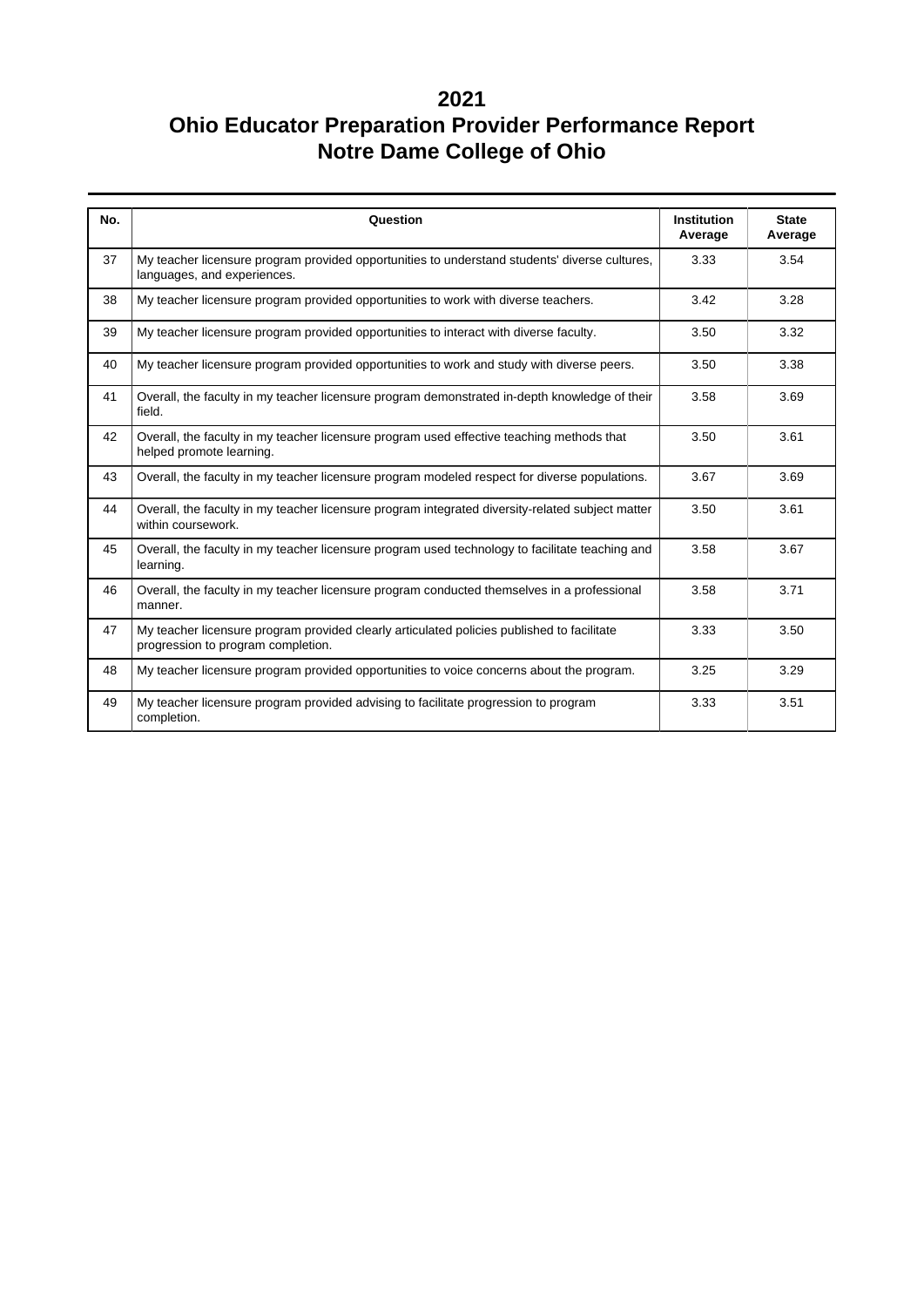# 2021
# Ohio Educator Preparation Provider Performance Report
# Notre Dame College of Ohio

| No. | Question | Institution Average | State Average |
|---|---|---|---|
| 37 | My teacher licensure program provided opportunities to understand students' diverse cultures, languages, and experiences. | 3.33 | 3.54 |
| 38 | My teacher licensure program provided opportunities to work with diverse teachers. | 3.42 | 3.28 |
| 39 | My teacher licensure program provided opportunities to interact with diverse faculty. | 3.50 | 3.32 |
| 40 | My teacher licensure program provided opportunities to work and study with diverse peers. | 3.50 | 3.38 |
| 41 | Overall, the faculty in my teacher licensure program demonstrated in-depth knowledge of their field. | 3.58 | 3.69 |
| 42 | Overall, the faculty in my teacher licensure program used effective teaching methods that helped promote learning. | 3.50 | 3.61 |
| 43 | Overall, the faculty in my teacher licensure program modeled respect for diverse populations. | 3.67 | 3.69 |
| 44 | Overall, the faculty in my teacher licensure program integrated diversity-related subject matter within coursework. | 3.50 | 3.61 |
| 45 | Overall, the faculty in my teacher licensure program used technology to facilitate teaching and learning. | 3.58 | 3.67 |
| 46 | Overall, the faculty in my teacher licensure program conducted themselves in a professional manner. | 3.58 | 3.71 |
| 47 | My teacher licensure program provided clearly articulated policies published to facilitate progression to program completion. | 3.33 | 3.50 |
| 48 | My teacher licensure program provided opportunities to voice concerns about the program. | 3.25 | 3.29 |
| 49 | My teacher licensure program provided advising to facilitate progression to program completion. | 3.33 | 3.51 |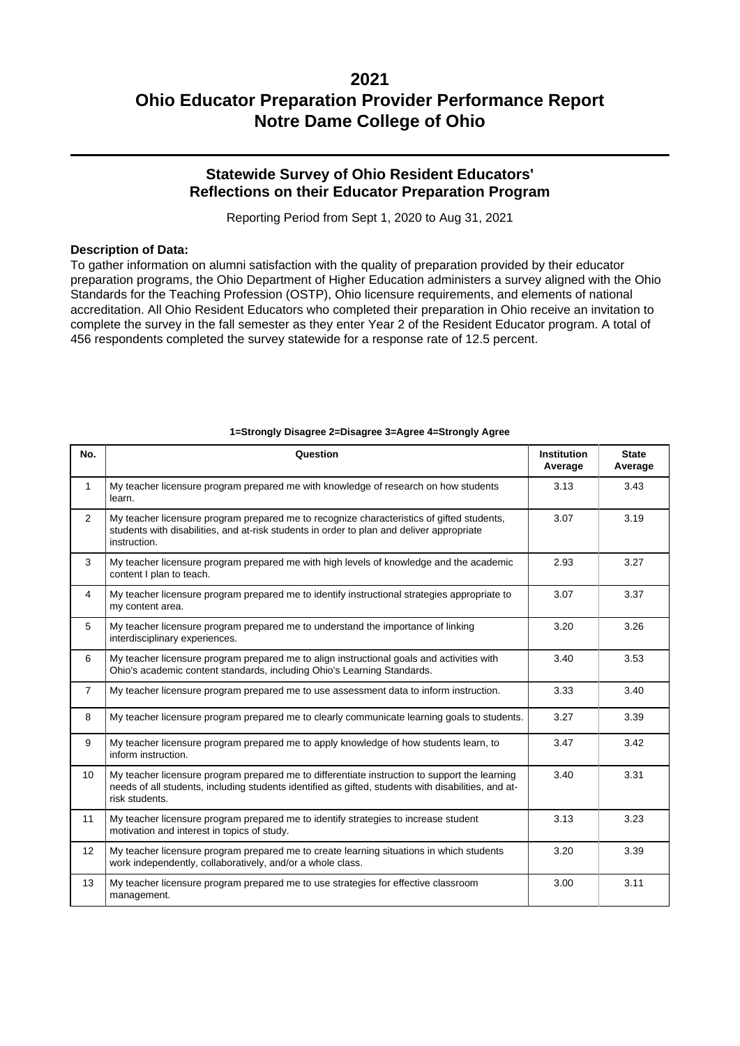# 2021
# Ohio Educator Preparation Provider Performance Report
# Notre Dame College of Ohio

## Statewide Survey of Ohio Resident Educators' Reflections on their Educator Preparation Program

Reporting Period from Sept 1, 2020 to Aug 31, 2021

**Description of Data:**

To gather information on alumni satisfaction with the quality of preparation provided by their educator preparation programs, the Ohio Department of Higher Education administers a survey aligned with the Ohio Standards for the Teaching Profession (OSTP), Ohio licensure requirements, and elements of national accreditation. All Ohio Resident Educators who completed their preparation in Ohio receive an invitation to complete the survey in the fall semester as they enter Year 2 of the Resident Educator program. A total of 456 respondents completed the survey statewide for a response rate of 12.5 percent.

**1=Strongly Disagree 2=Disagree 3=Agree 4=Strongly Agree**

| No. | Question | Institution Average | State Average |
|---|---|---|---|
| 1 | My teacher licensure program prepared me with knowledge of research on how students learn. | 3.13 | 3.43 |
| 2 | My teacher licensure program prepared me to recognize characteristics of gifted students, students with disabilities, and at-risk students in order to plan and deliver appropriate instruction. | 3.07 | 3.19 |
| 3 | My teacher licensure program prepared me with high levels of knowledge and the academic content I plan to teach. | 2.93 | 3.27 |
| 4 | My teacher licensure program prepared me to identify instructional strategies appropriate to my content area. | 3.07 | 3.37 |
| 5 | My teacher licensure program prepared me to understand the importance of linking interdisciplinary experiences. | 3.20 | 3.26 |
| 6 | My teacher licensure program prepared me to align instructional goals and activities with Ohio's academic content standards, including Ohio's Learning Standards. | 3.40 | 3.53 |
| 7 | My teacher licensure program prepared me to use assessment data to inform instruction. | 3.33 | 3.40 |
| 8 | My teacher licensure program prepared me to clearly communicate learning goals to students. | 3.27 | 3.39 |
| 9 | My teacher licensure program prepared me to apply knowledge of how students learn, to inform instruction. | 3.47 | 3.42 |
| 10 | My teacher licensure program prepared me to differentiate instruction to support the learning needs of all students, including students identified as gifted, students with disabilities, and at-risk students. | 3.40 | 3.31 |
| 11 | My teacher licensure program prepared me to identify strategies to increase student motivation and interest in topics of study. | 3.13 | 3.23 |
| 12 | My teacher licensure program prepared me to create learning situations in which students work independently, collaboratively, and/or a whole class. | 3.20 | 3.39 |
| 13 | My teacher licensure program prepared me to use strategies for effective classroom management. | 3.00 | 3.11 |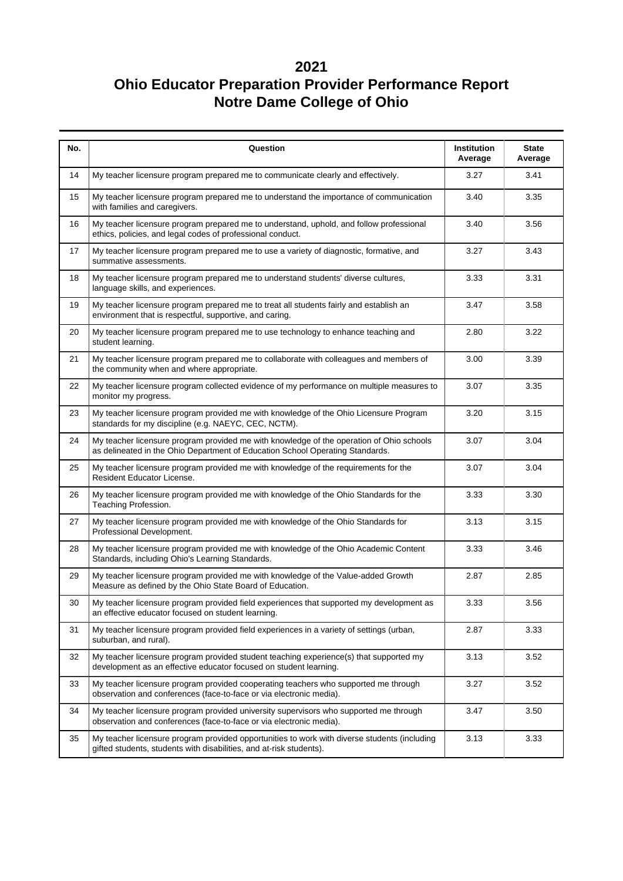# 2021
# Ohio Educator Preparation Provider Performance Report
# Notre Dame College of Ohio

| No. | Question | Institution Average | State Average |
|---|---|---|---|
| 14 | My teacher licensure program prepared me to communicate clearly and effectively. | 3.27 | 3.41 |
| 15 | My teacher licensure program prepared me to understand the importance of communication with families and caregivers. | 3.40 | 3.35 |
| 16 | My teacher licensure program prepared me to understand, uphold, and follow professional ethics, policies, and legal codes of professional conduct. | 3.40 | 3.56 |
| 17 | My teacher licensure program prepared me to use a variety of diagnostic, formative, and summative assessments. | 3.27 | 3.43 |
| 18 | My teacher licensure program prepared me to understand students' diverse cultures, language skills, and experiences. | 3.33 | 3.31 |
| 19 | My teacher licensure program prepared me to treat all students fairly and establish an environment that is respectful, supportive, and caring. | 3.47 | 3.58 |
| 20 | My teacher licensure program prepared me to use technology to enhance teaching and student learning. | 2.80 | 3.22 |
| 21 | My teacher licensure program prepared me to collaborate with colleagues and members of the community when and where appropriate. | 3.00 | 3.39 |
| 22 | My teacher licensure program collected evidence of my performance on multiple measures to monitor my progress. | 3.07 | 3.35 |
| 23 | My teacher licensure program provided me with knowledge of the Ohio Licensure Program standards for my discipline (e.g. NAEYC, CEC, NCTM). | 3.20 | 3.15 |
| 24 | My teacher licensure program provided me with knowledge of the operation of Ohio schools as delineated in the Ohio Department of Education School Operating Standards. | 3.07 | 3.04 |
| 25 | My teacher licensure program provided me with knowledge of the requirements for the Resident Educator License. | 3.07 | 3.04 |
| 26 | My teacher licensure program provided me with knowledge of the Ohio Standards for the Teaching Profession. | 3.33 | 3.30 |
| 27 | My teacher licensure program provided me with knowledge of the Ohio Standards for Professional Development. | 3.13 | 3.15 |
| 28 | My teacher licensure program provided me with knowledge of the Ohio Academic Content Standards, including Ohio's Learning Standards. | 3.33 | 3.46 |
| 29 | My teacher licensure program provided me with knowledge of the Value-added Growth Measure as defined by the Ohio State Board of Education. | 2.87 | 2.85 |
| 30 | My teacher licensure program provided field experiences that supported my development as an effective educator focused on student learning. | 3.33 | 3.56 |
| 31 | My teacher licensure program provided field experiences in a variety of settings (urban, suburban, and rural). | 2.87 | 3.33 |
| 32 | My teacher licensure program provided student teaching experience(s) that supported my development as an effective educator focused on student learning. | 3.13 | 3.52 |
| 33 | My teacher licensure program provided cooperating teachers who supported me through observation and conferences (face-to-face or via electronic media). | 3.27 | 3.52 |
| 34 | My teacher licensure program provided university supervisors who supported me through observation and conferences (face-to-face or via electronic media). | 3.47 | 3.50 |
| 35 | My teacher licensure program provided opportunities to work with diverse students (including gifted students, students with disabilities, and at-risk students). | 3.13 | 3.33 |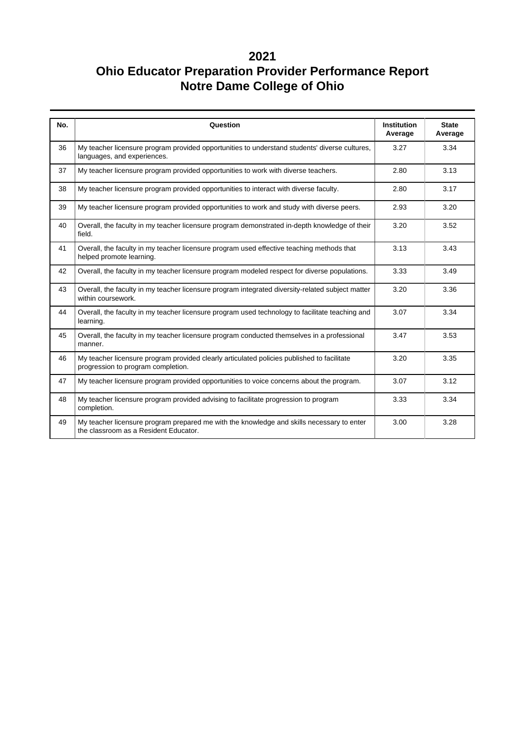# 2021
# Ohio Educator Preparation Provider Performance Report
# Notre Dame College of Ohio

| No. | Question | Institution Average | State Average |
|---|---|---|---|
| 36 | My teacher licensure program provided opportunities to understand students' diverse cultures, languages, and experiences. | 3.27 | 3.34 |
| 37 | My teacher licensure program provided opportunities to work with diverse teachers. | 2.80 | 3.13 |
| 38 | My teacher licensure program provided opportunities to interact with diverse faculty. | 2.80 | 3.17 |
| 39 | My teacher licensure program provided opportunities to work and study with diverse peers. | 2.93 | 3.20 |
| 40 | Overall, the faculty in my teacher licensure program demonstrated in-depth knowledge of their field. | 3.20 | 3.52 |
| 41 | Overall, the faculty in my teacher licensure program used effective teaching methods that helped promote learning. | 3.13 | 3.43 |
| 42 | Overall, the faculty in my teacher licensure program modeled respect for diverse populations. | 3.33 | 3.49 |
| 43 | Overall, the faculty in my teacher licensure program integrated diversity-related subject matter within coursework. | 3.20 | 3.36 |
| 44 | Overall, the faculty in my teacher licensure program used technology to facilitate teaching and learning. | 3.07 | 3.34 |
| 45 | Overall, the faculty in my teacher licensure program conducted themselves in a professional manner. | 3.47 | 3.53 |
| 46 | My teacher licensure program provided clearly articulated policies published to facilitate progression to program completion. | 3.20 | 3.35 |
| 47 | My teacher licensure program provided opportunities to voice concerns about the program. | 3.07 | 3.12 |
| 48 | My teacher licensure program provided advising to facilitate progression to program completion. | 3.33 | 3.34 |
| 49 | My teacher licensure program prepared me with the knowledge and skills necessary to enter the classroom as a Resident Educator. | 3.00 | 3.28 |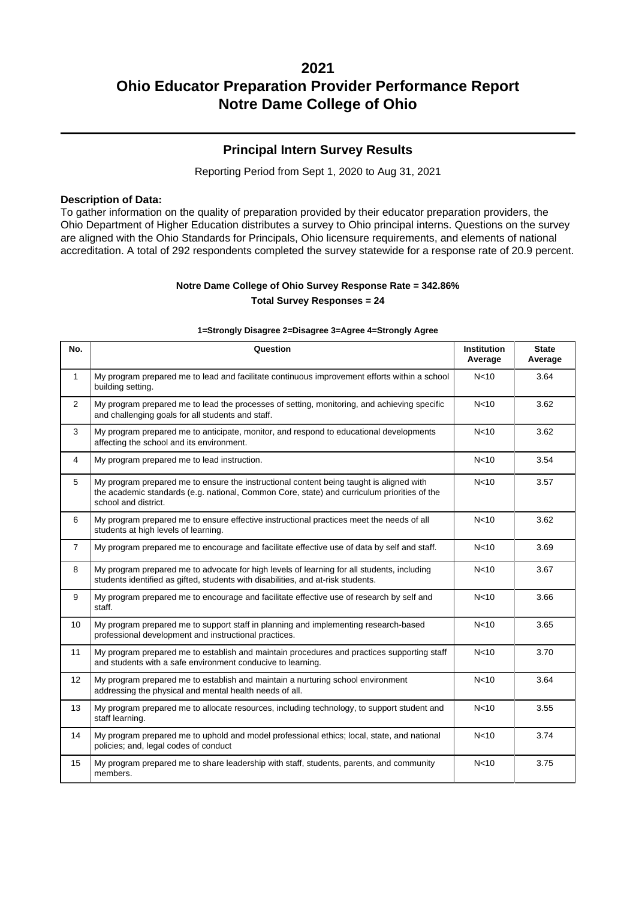# 2021
# Ohio Educator Preparation Provider Performance Report
# Notre Dame College of Ohio

## Principal Intern Survey Results

Reporting Period from Sept 1, 2020 to Aug 31, 2021

**Description of Data:**
To gather information on the quality of preparation provided by their educator preparation providers, the Ohio Department of Higher Education distributes a survey to Ohio principal interns. Questions on the survey are aligned with the Ohio Standards for Principals, Ohio licensure requirements, and elements of national accreditation. A total of 292 respondents completed the survey statewide for a response rate of 20.9 percent.

**Notre Dame College of Ohio Survey Response Rate = 342.86%**

**Total Survey Responses = 24**

**1=Strongly Disagree 2=Disagree 3=Agree 4=Strongly Agree**

| No. | Question | Institution Average | State Average |
|---|---|---|---|
| 1 | My program prepared me to lead and facilitate continuous improvement efforts within a school building setting. | N<10 | 3.64 |
| 2 | My program prepared me to lead the processes of setting, monitoring, and achieving specific and challenging goals for all students and staff. | N<10 | 3.62 |
| 3 | My program prepared me to anticipate, monitor, and respond to educational developments affecting the school and its environment. | N<10 | 3.62 |
| 4 | My program prepared me to lead instruction. | N<10 | 3.54 |
| 5 | My program prepared me to ensure the instructional content being taught is aligned with the academic standards (e.g. national, Common Core, state) and curriculum priorities of the school and district. | N<10 | 3.57 |
| 6 | My program prepared me to ensure effective instructional practices meet the needs of all students at high levels of learning. | N<10 | 3.62 |
| 7 | My program prepared me to encourage and facilitate effective use of data by self and staff. | N<10 | 3.69 |
| 8 | My program prepared me to advocate for high levels of learning for all students, including students identified as gifted, students with disabilities, and at-risk students. | N<10 | 3.67 |
| 9 | My program prepared me to encourage and facilitate effective use of research by self and staff. | N<10 | 3.66 |
| 10 | My program prepared me to support staff in planning and implementing research-based professional development and instructional practices. | N<10 | 3.65 |
| 11 | My program prepared me to establish and maintain procedures and practices supporting staff and students with a safe environment conducive to learning. | N<10 | 3.70 |
| 12 | My program prepared me to establish and maintain a nurturing school environment addressing the physical and mental health needs of all. | N<10 | 3.64 |
| 13 | My program prepared me to allocate resources, including technology, to support student and staff learning. | N<10 | 3.55 |
| 14 | My program prepared me to uphold and model professional ethics; local, state, and national policies; and, legal codes of conduct | N<10 | 3.74 |
| 15 | My program prepared me to share leadership with staff, students, parents, and community members. | N<10 | 3.75 |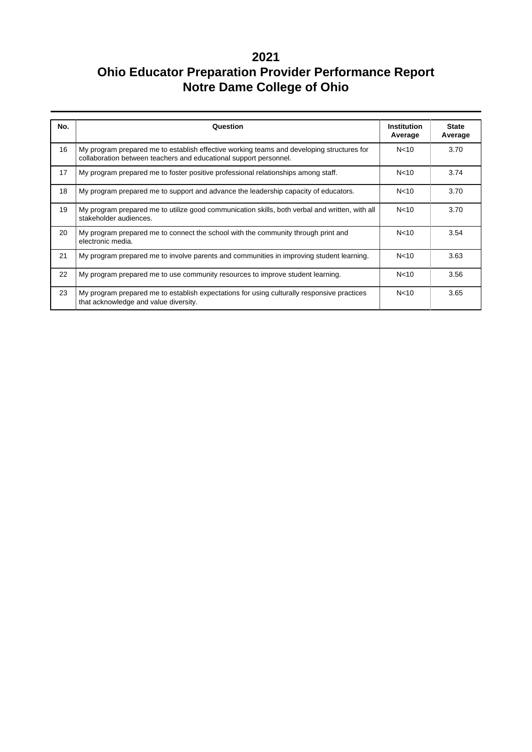# 2021
# Ohio Educator Preparation Provider Performance Report
# Notre Dame College of Ohio

| No. | Question | Institution Average | State Average |
|---|---|---|---|
| 16 | My program prepared me to establish effective working teams and developing structures for collaboration between teachers and educational support personnel. | N<10 | 3.70 |
| 17 | My program prepared me to foster positive professional relationships among staff. | N<10 | 3.74 |
| 18 | My program prepared me to support and advance the leadership capacity of educators. | N<10 | 3.70 |
| 19 | My program prepared me to utilize good communication skills, both verbal and written, with all stakeholder audiences. | N<10 | 3.70 |
| 20 | My program prepared me to connect the school with the community through print and electronic media. | N<10 | 3.54 |
| 21 | My program prepared me to involve parents and communities in improving student learning. | N<10 | 3.63 |
| 22 | My program prepared me to use community resources to improve student learning. | N<10 | 3.56 |
| 23 | My program prepared me to establish expectations for using culturally responsive practices that acknowledge and value diversity. | N<10 | 3.65 |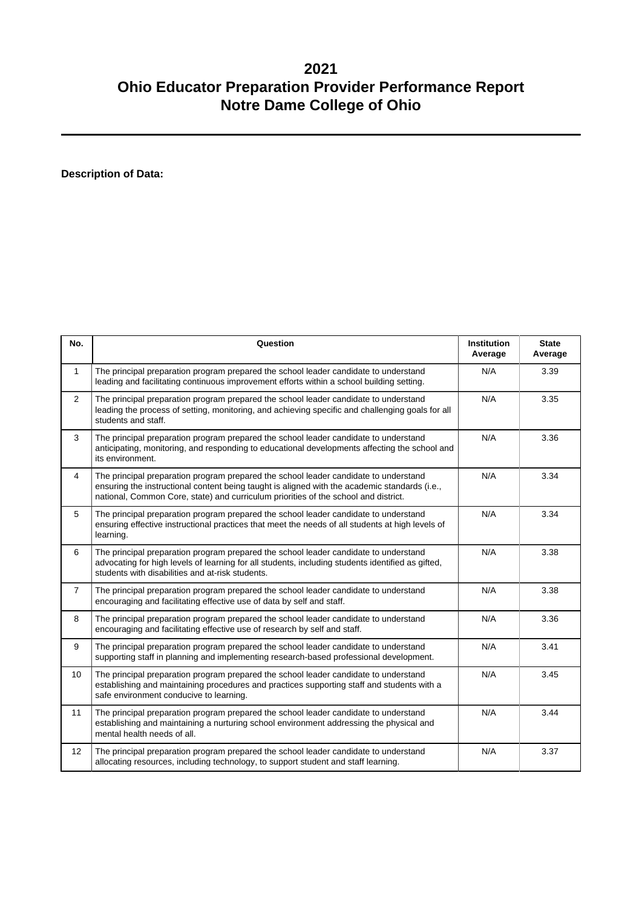# 2021
# Ohio Educator Preparation Provider Performance Report
# Notre Dame College of Ohio

**Description of Data:**

| No. | Question | Institution Average | State Average |
|---|---|---|---|
| 1 | The principal preparation program prepared the school leader candidate to understand leading and facilitating continuous improvement efforts within a school building setting. | N/A | 3.39 |
| 2 | The principal preparation program prepared the school leader candidate to understand leading the process of setting, monitoring, and achieving specific and challenging goals for all students and staff. | N/A | 3.35 |
| 3 | The principal preparation program prepared the school leader candidate to understand anticipating, monitoring, and responding to educational developments affecting the school and its environment. | N/A | 3.36 |
| 4 | The principal preparation program prepared the school leader candidate to understand ensuring the instructional content being taught is aligned with the academic standards (i.e., national, Common Core, state) and curriculum priorities of the school and district. | N/A | 3.34 |
| 5 | The principal preparation program prepared the school leader candidate to understand ensuring effective instructional practices that meet the needs of all students at high levels of learning. | N/A | 3.34 |
| 6 | The principal preparation program prepared the school leader candidate to understand advocating for high levels of learning for all students, including students identified as gifted, students with disabilities and at-risk students. | N/A | 3.38 |
| 7 | The principal preparation program prepared the school leader candidate to understand encouraging and facilitating effective use of data by self and staff. | N/A | 3.38 |
| 8 | The principal preparation program prepared the school leader candidate to understand encouraging and facilitating effective use of research by self and staff. | N/A | 3.36 |
| 9 | The principal preparation program prepared the school leader candidate to understand supporting staff in planning and implementing research-based professional development. | N/A | 3.41 |
| 10 | The principal preparation program prepared the school leader candidate to understand establishing and maintaining procedures and practices supporting staff and students with a safe environment conducive to learning. | N/A | 3.45 |
| 11 | The principal preparation program prepared the school leader candidate to understand establishing and maintaining a nurturing school environment addressing the physical and mental health needs of all. | N/A | 3.44 |
| 12 | The principal preparation program prepared the school leader candidate to understand allocating resources, including technology, to support student and staff learning. | N/A | 3.37 |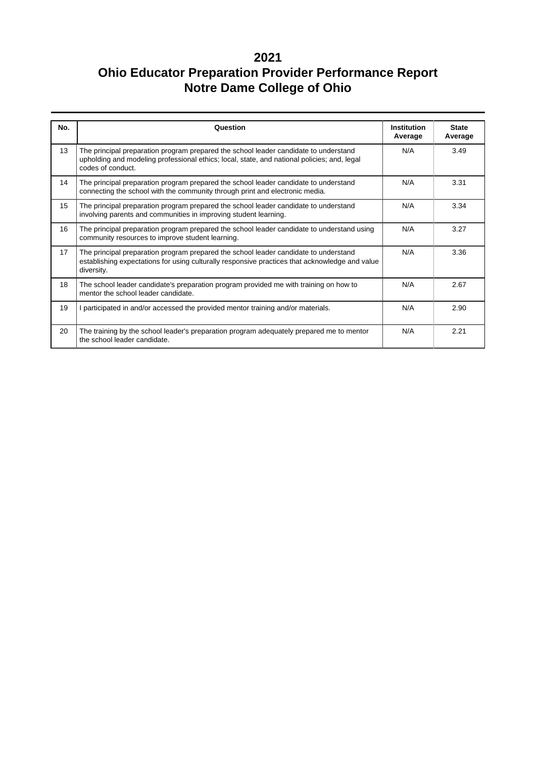# 2021
# Ohio Educator Preparation Provider Performance Report
# Notre Dame College of Ohio

| No. | Question | Institution Average | State Average |
|---|---|---|---|
| 13 | The principal preparation program prepared the school leader candidate to understand upholding and modeling professional ethics; local, state, and national policies; and, legal codes of conduct. | N/A | 3.49 |
| 14 | The principal preparation program prepared the school leader candidate to understand connecting the school with the community through print and electronic media. | N/A | 3.31 |
| 15 | The principal preparation program prepared the school leader candidate to understand involving parents and communities in improving student learning. | N/A | 3.34 |
| 16 | The principal preparation program prepared the school leader candidate to understand using community resources to improve student learning. | N/A | 3.27 |
| 17 | The principal preparation program prepared the school leader candidate to understand establishing expectations for using culturally responsive practices that acknowledge and value diversity. | N/A | 3.36 |
| 18 | The school leader candidate's preparation program provided me with training on how to mentor the school leader candidate. | N/A | 2.67 |
| 19 | I participated in and/or accessed the provided mentor training and/or materials. | N/A | 2.90 |
| 20 | The training by the school leader's preparation program adequately prepared me to mentor the school leader candidate. | N/A | 2.21 |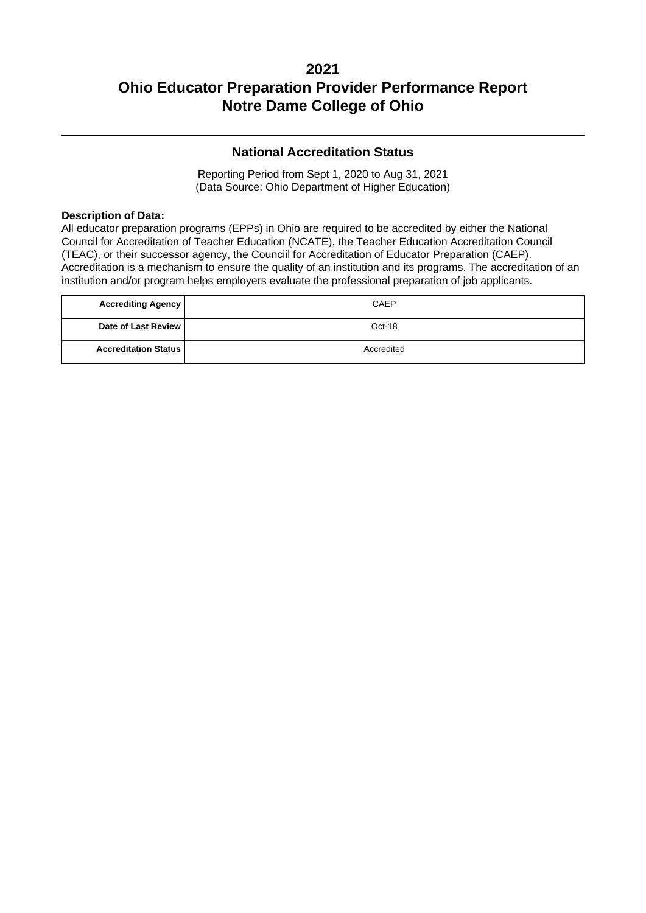# 2021
# Ohio Educator Preparation Provider Performance Report
# Notre Dame College of Ohio

## National Accreditation Status

Reporting Period from Sept 1, 2020 to Aug 31, 2021
(Data Source: Ohio Department of Higher Education)

**Description of Data:**
All educator preparation programs (EPPs) in Ohio are required to be accredited by either the National Council for Accreditation of Teacher Education (NCATE), the Teacher Education Accreditation Council (TEAC), or their successor agency, the Counciil for Accreditation of Educator Preparation (CAEP). Accreditation is a mechanism to ensure the quality of an institution and its programs. The accreditation of an institution and/or program helps employers evaluate the professional preparation of job applicants.

| | |
|---|---|
| **Accrediting Agency** | CAEP |
| **Date of Last Review** | Oct-18 |
| **Accreditation Status** | Accredited |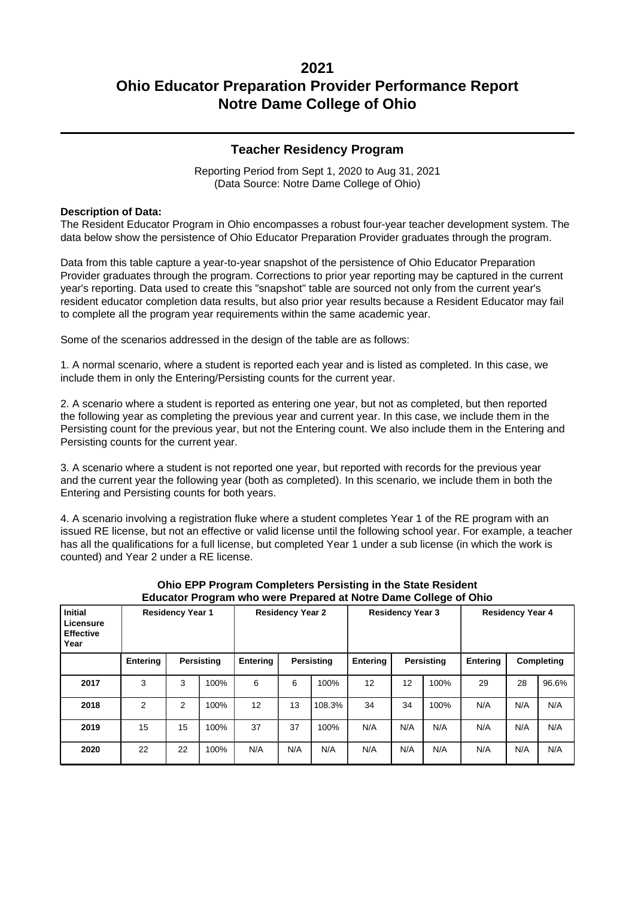# 2021
# Ohio Educator Preparation Provider Performance Report
# Notre Dame College of Ohio

## Teacher Residency Program

Reporting Period from Sept 1, 2020 to Aug 31, 2021
(Data Source: Notre Dame College of Ohio)

**Description of Data:**
The Resident Educator Program in Ohio encompasses a robust four-year teacher development system. The data below show the persistence of Ohio Educator Preparation Provider graduates through the program.

Data from this table capture a year-to-year snapshot of the persistence of Ohio Educator Preparation Provider graduates through the program. Corrections to prior year reporting may be captured in the current year's reporting. Data used to create this "snapshot" table are sourced not only from the current year's resident educator completion data results, but also prior year results because a Resident Educator may fail to complete all the program year requirements within the same academic year.

Some of the scenarios addressed in the design of the table are as follows:

1. A normal scenario, where a student is reported each year and is listed as completed. In this case, we include them in only the Entering/Persisting counts for the current year.

2. A scenario where a student is reported as entering one year, but not as completed, but then reported the following year as completing the previous year and current year. In this case, we include them in the Persisting count for the previous year, but not the Entering count. We also include them in the Entering and Persisting counts for the current year.

3. A scenario where a student is not reported one year, but reported with records for the previous year and the current year the following year (both as completed). In this scenario, we include them in both the Entering and Persisting counts for both years.

4. A scenario involving a registration fluke where a student completes Year 1 of the RE program with an issued RE license, but not an effective or valid license until the following school year. For example, a teacher has all the qualifications for a full license, but completed Year 1 under a sub license (in which the work is counted) and Year 2 under a RE license.

**Ohio EPP Program Completers Persisting in the State Resident Educator Program who were Prepared at Notre Dame College of Ohio**

| Initial Licensure Effective Year | Residency Year 1 | | | Residency Year 2 | | | Residency Year 3 | | | Residency Year 4 | | |
|---|---|---|---|---|---|---|---|---|---|---|---|---|
| | Entering | Persisting | | Entering | Persisting | | Entering | Persisting | | Entering | Completing | |
| 2017 | 3 | 3 | 100% | 6 | 6 | 100% | 12 | 12 | 100% | 29 | 28 | 96.6% |
| 2018 | 2 | 2 | 100% | 12 | 13 | 108.3% | 34 | 34 | 100% | N/A | N/A | N/A |
| 2019 | 15 | 15 | 100% | 37 | 37 | 100% | N/A | N/A | N/A | N/A | N/A | N/A |
| 2020 | 22 | 22 | 100% | N/A | N/A | N/A | N/A | N/A | N/A | N/A | N/A | N/A |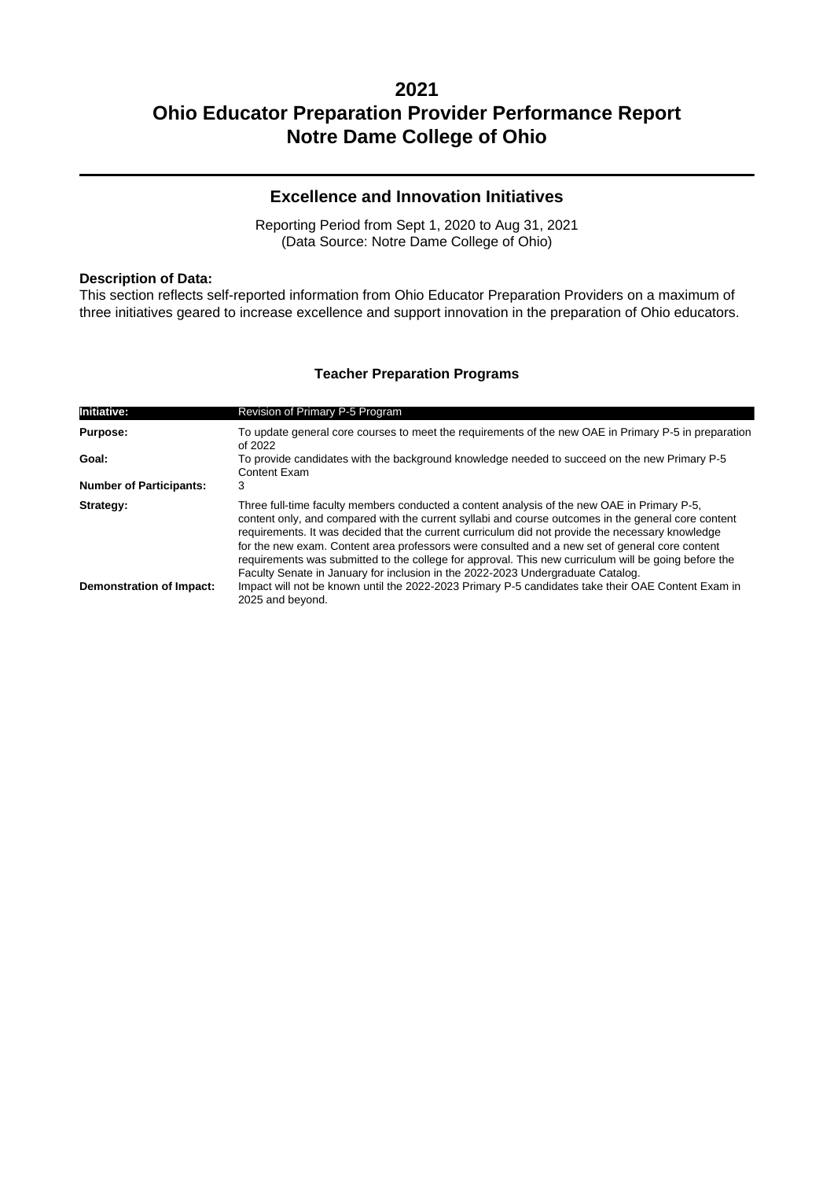# 2021
# Ohio Educator Preparation Provider Performance Report
# Notre Dame College of Ohio

## Excellence and Innovation Initiatives

Reporting Period from Sept 1, 2020 to Aug 31, 2021
(Data Source: Notre Dame College of Ohio)

**Description of Data:**
This section reflects self-reported information from Ohio Educator Preparation Providers on a maximum of three initiatives geared to increase excellence and support innovation in the preparation of Ohio educators.

### Teacher Preparation Programs

| Initiative: | Revision of Primary P-5 Program |
|---|---|
| **Purpose:** | To update general core courses to meet the requirements of the new OAE in Primary P-5 in preparation of 2022 |
| **Goal:** | To provide candidates with the background knowledge needed to succeed on the new Primary P-5 Content Exam |
| **Number of Participants:** | 3 |
| **Strategy:** | Three full-time faculty members conducted a content analysis of the new OAE in Primary P-5, content only, and compared with the current syllabi and course outcomes in the general core content requirements. It was decided that the current curriculum did not provide the necessary knowledge for the new exam. Content area professors were consulted and a new set of general core content requirements was submitted to the college for approval. This new curriculum will be going before the Faculty Senate in January for inclusion in the 2022-2023 Undergraduate Catalog. |
| **Demonstration of Impact:** | Impact will not be known until the 2022-2023 Primary P-5 candidates take their OAE Content Exam in 2025 and beyond. |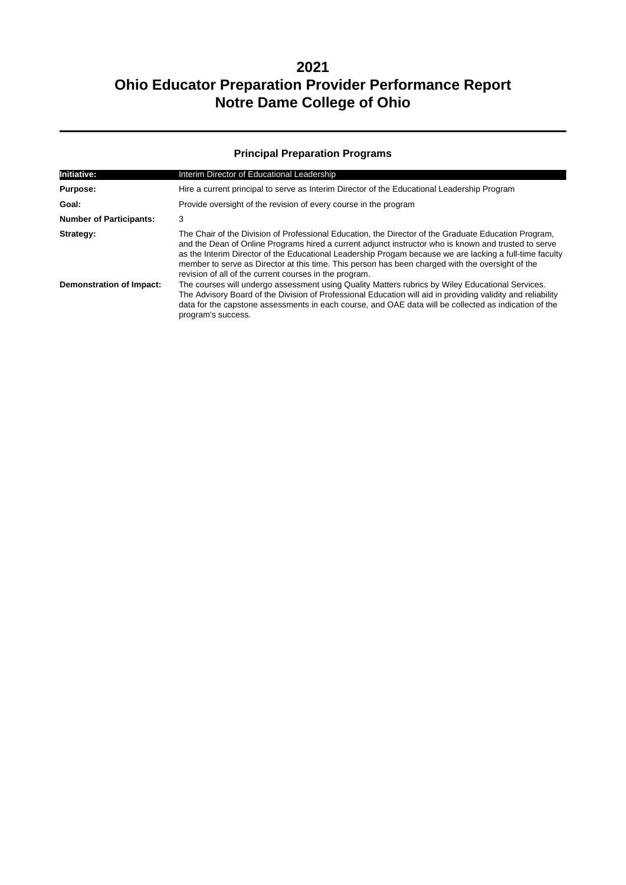# 2021
# Ohio Educator Preparation Provider Performance Report
# Notre Dame College of Ohio

---

### Principal Preparation Programs

| | |
|---|---|
| **Initiative:** | Interim Director of Educational Leadership |
| **Purpose:** | Hire a current principal to serve as Interim Director of the Educational Leadership Program |
| **Goal:** | Provide oversight of the revision of every course in the program |
| **Number of Participants:** | 3 |
| **Strategy:** | The Chair of the Division of Professional Education, the Director of the Graduate Education Program, and the Dean of Online Programs hired a current adjunct instructor who is known and trusted to serve as the Interim Director of the Educational Leadership Progam because we are lacking a full-time faculty member to serve as Director at this time. This person has been charged with the oversight of the revision of all of the current courses in the program. |
| **Demonstration of Impact:** | The courses will undergo assessment using Quality Matters rubrics by Wiley Educational Services. The Advisory Board of the Division of Professional Education will aid in providing validity and reliability data for the capstone assessments in each course, and OAE data will be collected as indication of the program's success. |